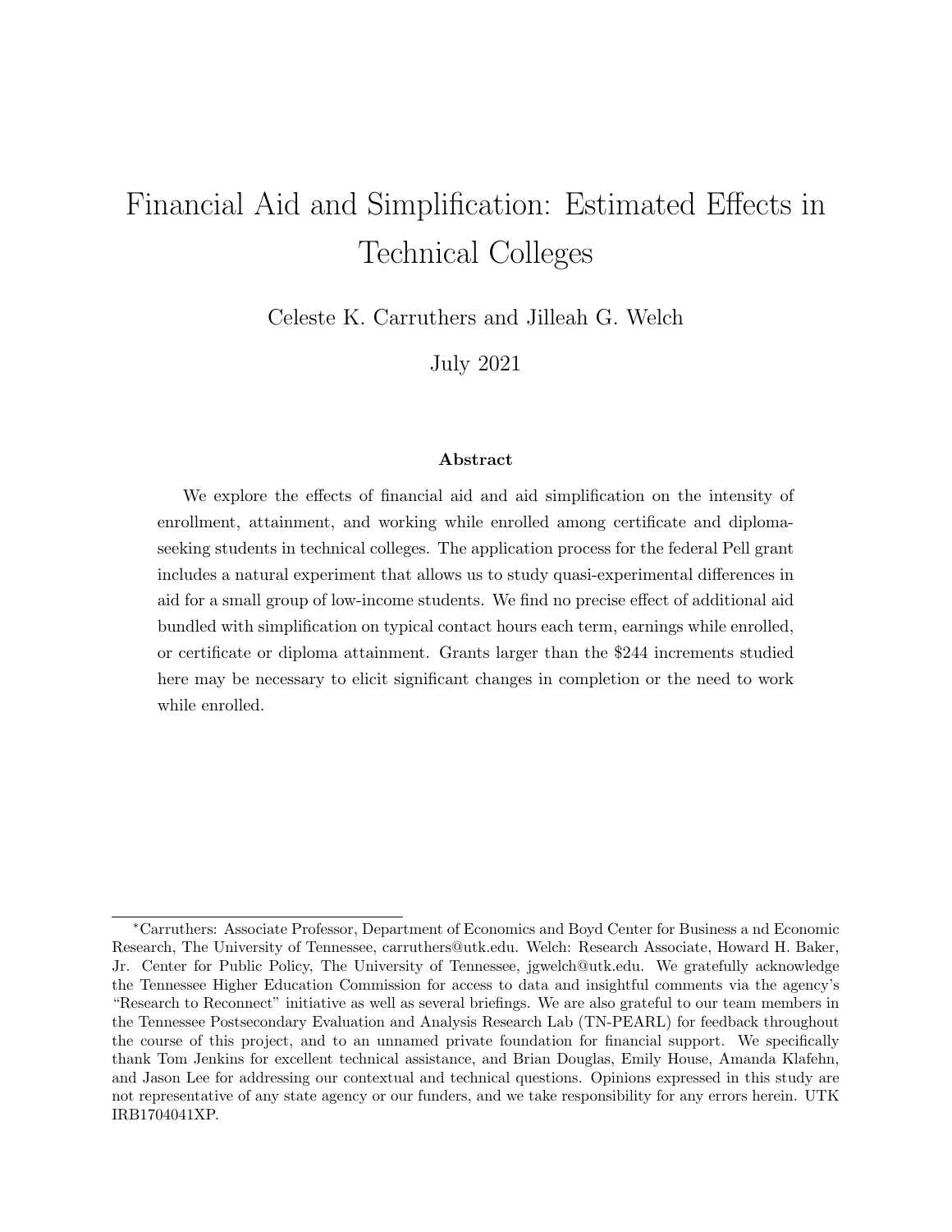# Financial Aid and Simplification: Estimated Effects in Technical Colleges

Celeste K. Carruthers and Jilleah G. Welch

July 2021

### Abstract

We explore the effects of financial aid and aid simplification on the intensity of enrollment, attainment, and working while enrolled among certificate and diploma-seeking students in technical colleges. The application process for the federal Pell grant includes a natural experiment that allows us to study quasi-experimental differences in aid for a small group of low-income students. We find no precise effect of additional aid bundled with simplification on typical contact hours each term, earnings while enrolled, or certificate or diploma attainment. Grants larger than the $244 increments studied here may be necessary to elicit significant changes in completion or the need to work while enrolled.

---

*Carruthers: Associate Professor, Department of Economics and Boyd Center for Business a nd Economic Research, The University of Tennessee, carruthers@utk.edu. Welch: Research Associate, Howard H. Baker, Jr. Center for Public Policy, The University of Tennessee, jgwelch@utk.edu. We gratefully acknowledge the Tennessee Higher Education Commission for access to data and insightful comments via the agency's "Research to Reconnect" initiative as well as several briefings. We are also grateful to our team members in the Tennessee Postsecondary Evaluation and Analysis Research Lab (TN-PEARL) for feedback throughout the course of this project, and to an unnamed private foundation for financial support. We specifically thank Tom Jenkins for excellent technical assistance, and Brian Douglas, Emily House, Amanda Klafehn, and Jason Lee for addressing our contextual and technical questions. Opinions expressed in this study are not representative of any state agency or our funders, and we take responsibility for any errors herein. UTK IRB1704041XP.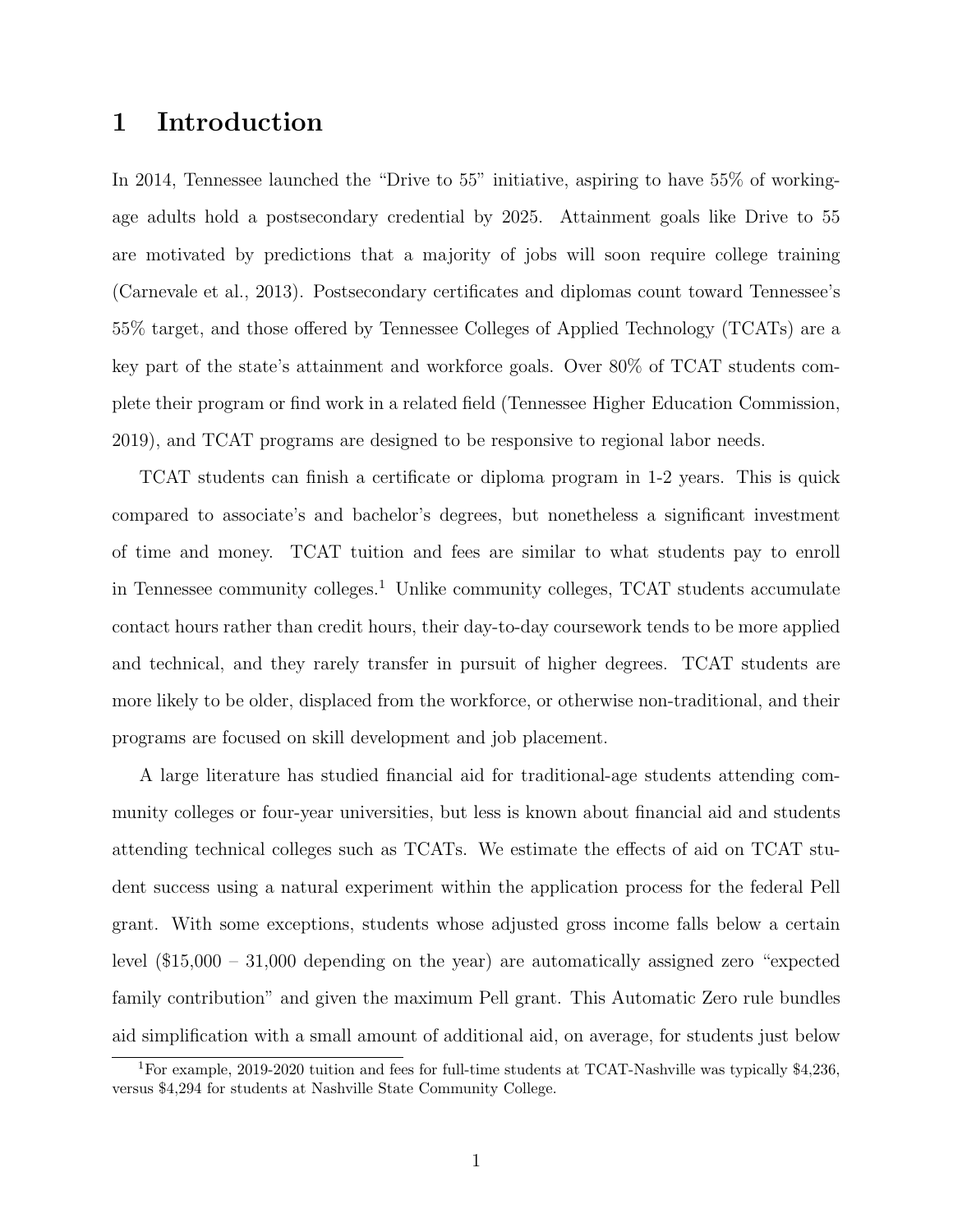# 1 Introduction

In 2014, Tennessee launched the "Drive to 55" initiative, aspiring to have 55% of working-age adults hold a postsecondary credential by 2025. Attainment goals like Drive to 55 are motivated by predictions that a majority of jobs will soon require college training (Carnevale et al., 2013). Postsecondary certificates and diplomas count toward Tennessee's 55% target, and those offered by Tennessee Colleges of Applied Technology (TCATs) are a key part of the state's attainment and workforce goals. Over 80% of TCAT students complete their program or find work in a related field (Tennessee Higher Education Commission, 2019), and TCAT programs are designed to be responsive to regional labor needs.

TCAT students can finish a certificate or diploma program in 1-2 years. This is quick compared to associate's and bachelor's degrees, but nonetheless a significant investment of time and money. TCAT tuition and fees are similar to what students pay to enroll in Tennessee community colleges.[1] Unlike community colleges, TCAT students accumulate contact hours rather than credit hours, their day-to-day coursework tends to be more applied and technical, and they rarely transfer in pursuit of higher degrees. TCAT students are more likely to be older, displaced from the workforce, or otherwise non-traditional, and their programs are focused on skill development and job placement.

A large literature has studied financial aid for traditional-age students attending community colleges or four-year universities, but less is known about financial aid and students attending technical colleges such as TCATs. We estimate the effects of aid on TCAT student success using a natural experiment within the application process for the federal Pell grant. With some exceptions, students whose adjusted gross income falls below a certain level ($15,000 – 31,000 depending on the year) are automatically assigned zero "expected family contribution" and given the maximum Pell grant. This Automatic Zero rule bundles aid simplification with a small amount of additional aid, on average, for students just below

[1] For example, 2019-2020 tuition and fees for full-time students at TCAT-Nashville was typically $4,236, versus $4,294 for students at Nashville State Community College.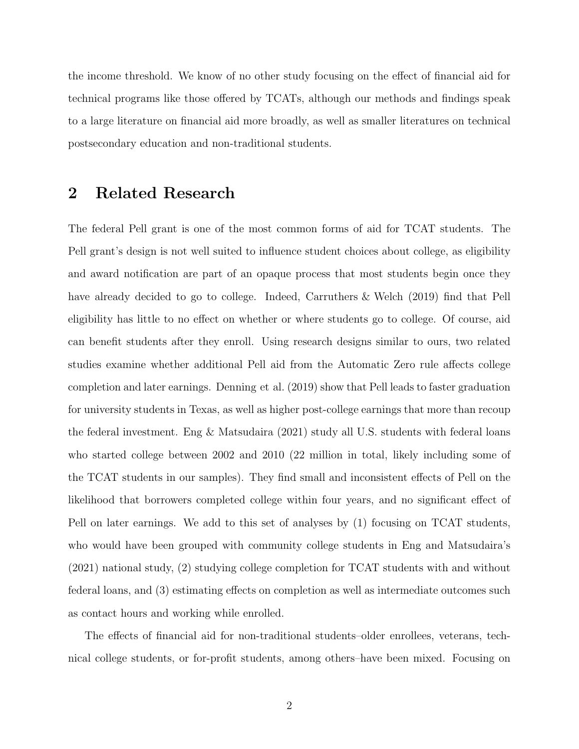the income threshold. We know of no other study focusing on the effect of financial aid for technical programs like those offered by TCATs, although our methods and findings speak to a large literature on financial aid more broadly, as well as smaller literatures on technical postsecondary education and non-traditional students.

## 2 Related Research

The federal Pell grant is one of the most common forms of aid for TCAT students. The Pell grant's design is not well suited to influence student choices about college, as eligibility and award notification are part of an opaque process that most students begin once they have already decided to go to college. Indeed, Carruthers & Welch (2019) find that Pell eligibility has little to no effect on whether or where students go to college. Of course, aid can benefit students after they enroll. Using research designs similar to ours, two related studies examine whether additional Pell aid from the Automatic Zero rule affects college completion and later earnings. Denning et al. (2019) show that Pell leads to faster graduation for university students in Texas, as well as higher post-college earnings that more than recoup the federal investment. Eng & Matsudaira (2021) study all U.S. students with federal loans who started college between 2002 and 2010 (22 million in total, likely including some of the TCAT students in our samples). They find small and inconsistent effects of Pell on the likelihood that borrowers completed college within four years, and no significant effect of Pell on later earnings. We add to this set of analyses by (1) focusing on TCAT students, who would have been grouped with community college students in Eng and Matsudaira's (2021) national study, (2) studying college completion for TCAT students with and without federal loans, and (3) estimating effects on completion as well as intermediate outcomes such as contact hours and working while enrolled.

The effects of financial aid for non-traditional students–older enrollees, veterans, technical college students, or for-profit students, among others–have been mixed. Focusing on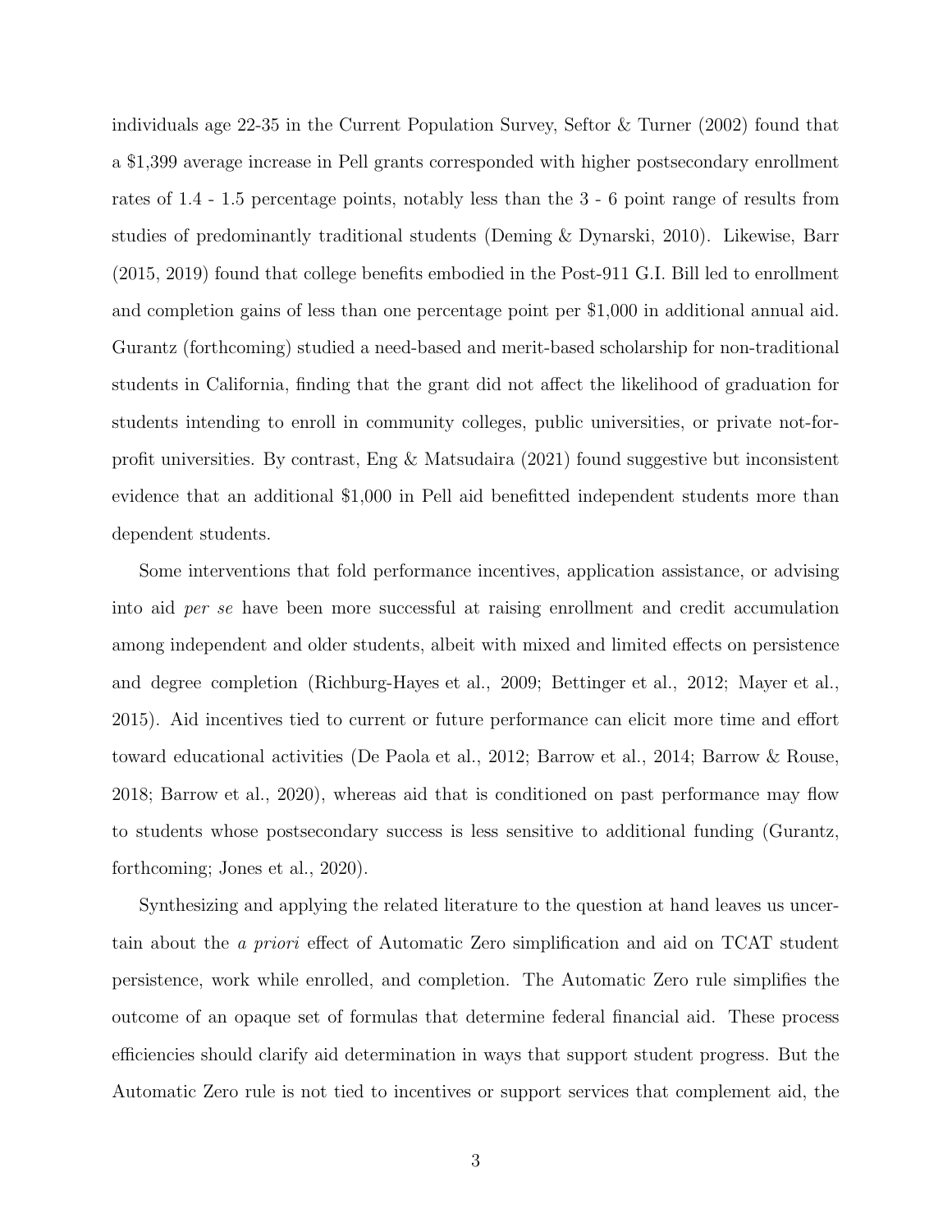individuals age 22-35 in the Current Population Survey, Seftor & Turner (2002) found that a $1,399 average increase in Pell grants corresponded with higher postsecondary enrollment rates of 1.4 - 1.5 percentage points, notably less than the 3 - 6 point range of results from studies of predominantly traditional students (Deming & Dynarski, 2010). Likewise, Barr (2015, 2019) found that college benefits embodied in the Post-911 G.I. Bill led to enrollment and completion gains of less than one percentage point per $1,000 in additional annual aid. Gurantz (forthcoming) studied a need-based and merit-based scholarship for non-traditional students in California, finding that the grant did not affect the likelihood of graduation for students intending to enroll in community colleges, public universities, or private not-for-profit universities. By contrast, Eng & Matsudaira (2021) found suggestive but inconsistent evidence that an additional $1,000 in Pell aid benefitted independent students more than dependent students.

Some interventions that fold performance incentives, application assistance, or advising into aid *per se* have been more successful at raising enrollment and credit accumulation among independent and older students, albeit with mixed and limited effects on persistence and degree completion (Richburg-Hayes et al., 2009; Bettinger et al., 2012; Mayer et al., 2015). Aid incentives tied to current or future performance can elicit more time and effort toward educational activities (De Paola et al., 2012; Barrow et al., 2014; Barrow & Rouse, 2018; Barrow et al., 2020), whereas aid that is conditioned on past performance may flow to students whose postsecondary success is less sensitive to additional funding (Gurantz, forthcoming; Jones et al., 2020).

Synthesizing and applying the related literature to the question at hand leaves us uncertain about the *a priori* effect of Automatic Zero simplification and aid on TCAT student persistence, work while enrolled, and completion. The Automatic Zero rule simplifies the outcome of an opaque set of formulas that determine federal financial aid. These process efficiencies should clarify aid determination in ways that support student progress. But the Automatic Zero rule is not tied to incentives or support services that complement aid, the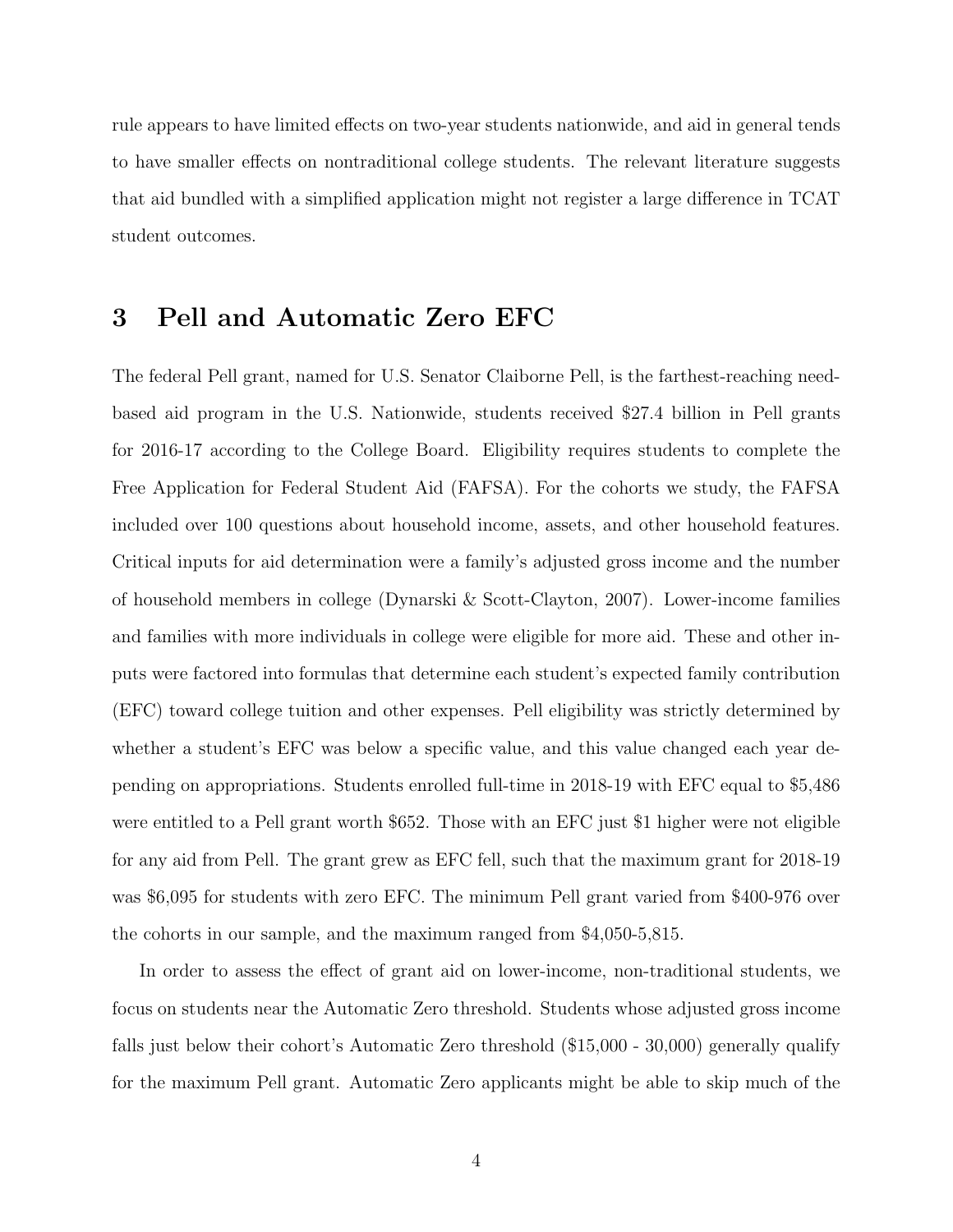rule appears to have limited effects on two-year students nationwide, and aid in general tends to have smaller effects on nontraditional college students. The relevant literature suggests that aid bundled with a simplified application might not register a large difference in TCAT student outcomes.

## 3 Pell and Automatic Zero EFC

The federal Pell grant, named for U.S. Senator Claiborne Pell, is the farthest-reaching need-based aid program in the U.S. Nationwide, students received $27.4 billion in Pell grants for 2016-17 according to the College Board. Eligibility requires students to complete the Free Application for Federal Student Aid (FAFSA). For the cohorts we study, the FAFSA included over 100 questions about household income, assets, and other household features. Critical inputs for aid determination were a family's adjusted gross income and the number of household members in college (Dynarski & Scott-Clayton, 2007). Lower-income families and families with more individuals in college were eligible for more aid. These and other inputs were factored into formulas that determine each student's expected family contribution (EFC) toward college tuition and other expenses. Pell eligibility was strictly determined by whether a student's EFC was below a specific value, and this value changed each year depending on appropriations. Students enrolled full-time in 2018-19 with EFC equal to $5,486 were entitled to a Pell grant worth $652. Those with an EFC just $1 higher were not eligible for any aid from Pell. The grant grew as EFC fell, such that the maximum grant for 2018-19 was $6,095 for students with zero EFC. The minimum Pell grant varied from $400-976 over the cohorts in our sample, and the maximum ranged from $4,050-5,815.

In order to assess the effect of grant aid on lower-income, non-traditional students, we focus on students near the Automatic Zero threshold. Students whose adjusted gross income falls just below their cohort's Automatic Zero threshold ($15,000 - 30,000) generally qualify for the maximum Pell grant. Automatic Zero applicants might be able to skip much of the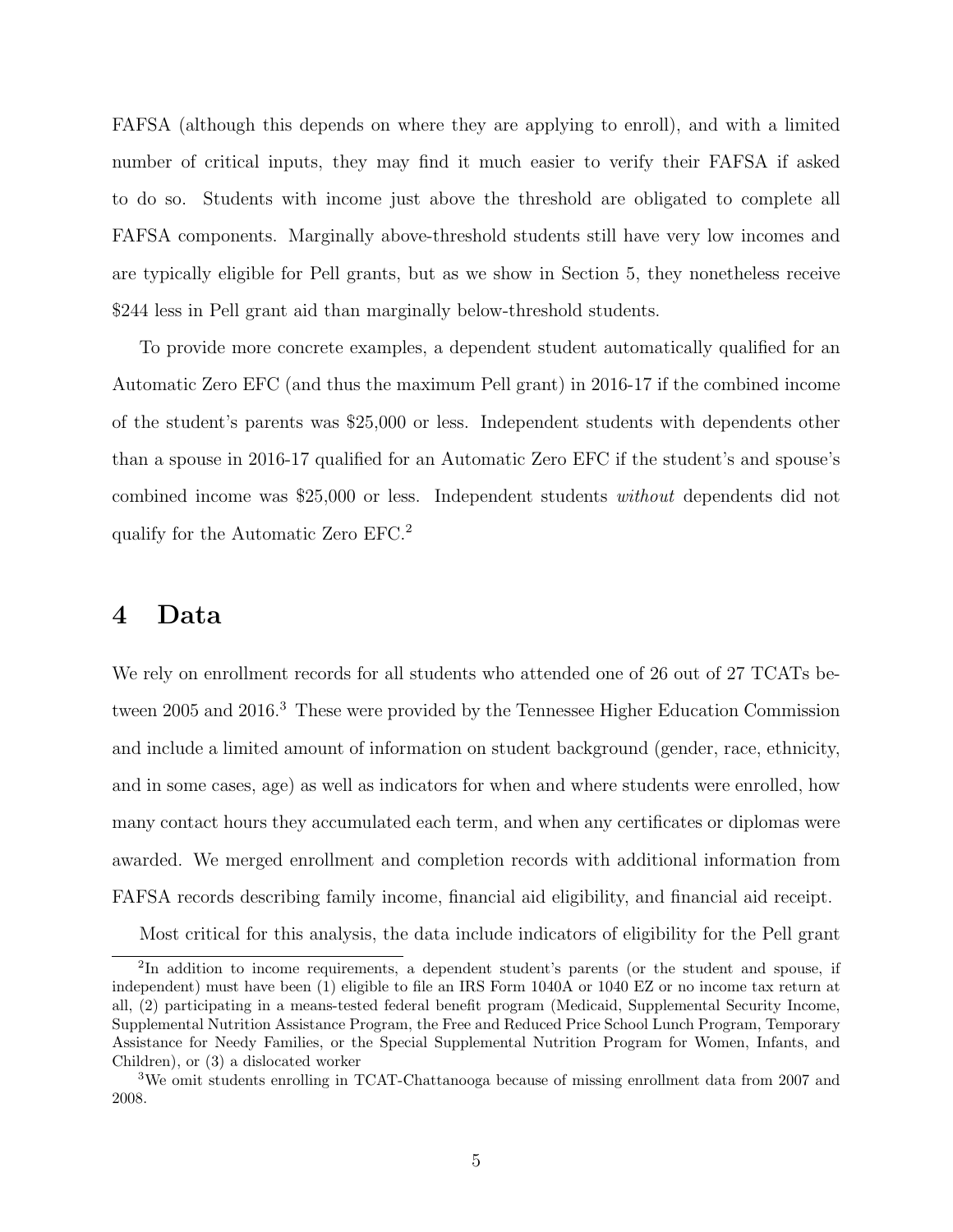FAFSA (although this depends on where they are applying to enroll), and with a limited number of critical inputs, they may find it much easier to verify their FAFSA if asked to do so. Students with income just above the threshold are obligated to complete all FAFSA components. Marginally above-threshold students still have very low incomes and are typically eligible for Pell grants, but as we show in Section 5, they nonetheless receive $244 less in Pell grant aid than marginally below-threshold students.

To provide more concrete examples, a dependent student automatically qualified for an Automatic Zero EFC (and thus the maximum Pell grant) in 2016-17 if the combined income of the student's parents was $25,000 or less. Independent students with dependents other than a spouse in 2016-17 qualified for an Automatic Zero EFC if the student's and spouse's combined income was $25,000 or less. Independent students *without* dependents did not qualify for the Automatic Zero EFC.[2]

# 4 Data

We rely on enrollment records for all students who attended one of 26 out of 27 TCATs between 2005 and 2016.[3] These were provided by the Tennessee Higher Education Commission and include a limited amount of information on student background (gender, race, ethnicity, and in some cases, age) as well as indicators for when and where students were enrolled, how many contact hours they accumulated each term, and when any certificates or diplomas were awarded. We merged enrollment and completion records with additional information from FAFSA records describing family income, financial aid eligibility, and financial aid receipt.

Most critical for this analysis, the data include indicators of eligibility for the Pell grant

[2] In addition to income requirements, a dependent student's parents (or the student and spouse, if independent) must have been (1) eligible to file an IRS Form 1040A or 1040 EZ or no income tax return at all, (2) participating in a means-tested federal benefit program (Medicaid, Supplemental Security Income, Supplemental Nutrition Assistance Program, the Free and Reduced Price School Lunch Program, Temporary Assistance for Needy Families, or the Special Supplemental Nutrition Program for Women, Infants, and Children), or (3) a dislocated worker

[3] We omit students enrolling in TCAT-Chattanooga because of missing enrollment data from 2007 and 2008.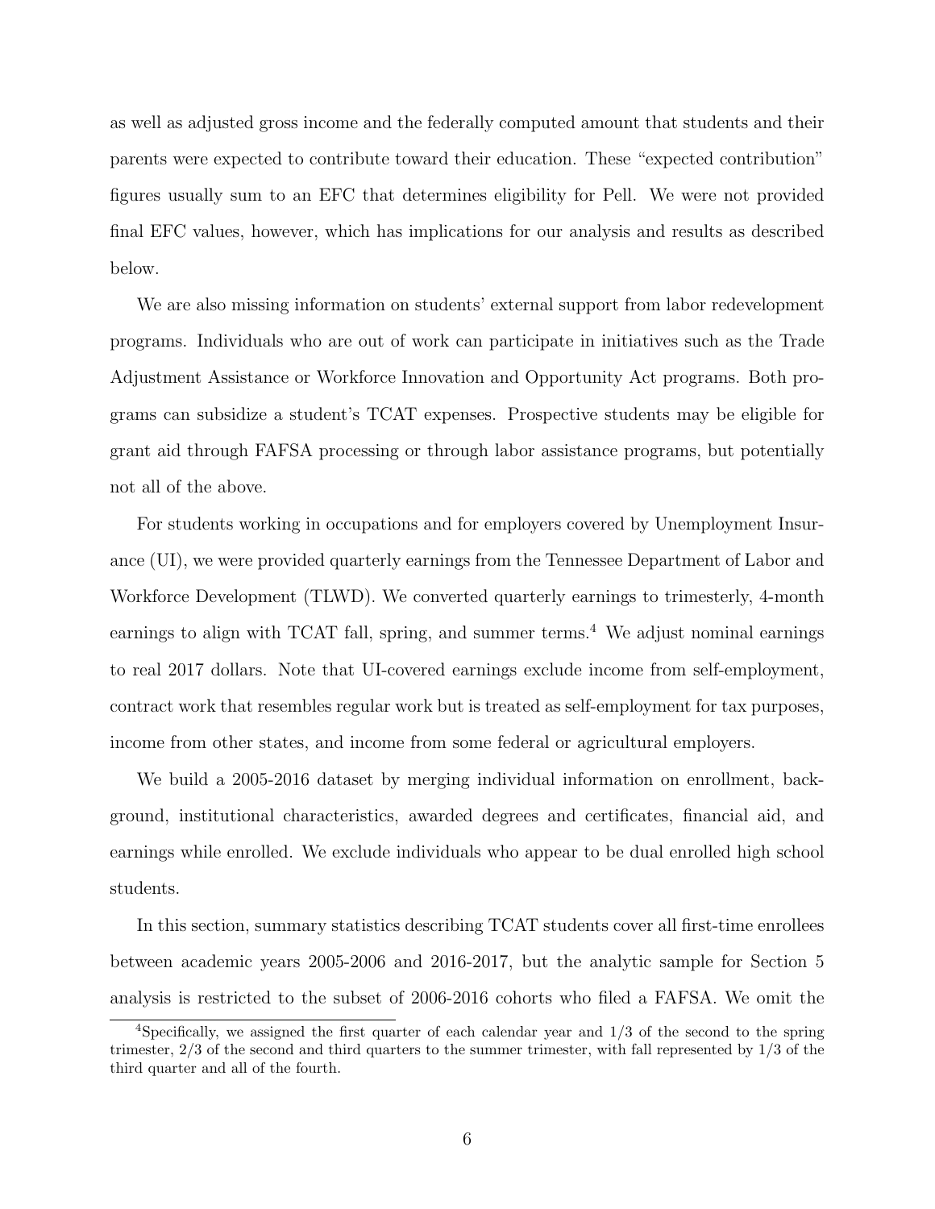as well as adjusted gross income and the federally computed amount that students and their parents were expected to contribute toward their education. These "expected contribution" figures usually sum to an EFC that determines eligibility for Pell. We were not provided final EFC values, however, which has implications for our analysis and results as described below.

We are also missing information on students' external support from labor redevelopment programs. Individuals who are out of work can participate in initiatives such as the Trade Adjustment Assistance or Workforce Innovation and Opportunity Act programs. Both programs can subsidize a student's TCAT expenses. Prospective students may be eligible for grant aid through FAFSA processing or through labor assistance programs, but potentially not all of the above.

For students working in occupations and for employers covered by Unemployment Insurance (UI), we were provided quarterly earnings from the Tennessee Department of Labor and Workforce Development (TLWD). We converted quarterly earnings to trimesterly, 4-month earnings to align with TCAT fall, spring, and summer terms.[4] We adjust nominal earnings to real 2017 dollars. Note that UI-covered earnings exclude income from self-employment, contract work that resembles regular work but is treated as self-employment for tax purposes, income from other states, and income from some federal or agricultural employers.

We build a 2005-2016 dataset by merging individual information on enrollment, background, institutional characteristics, awarded degrees and certificates, financial aid, and earnings while enrolled. We exclude individuals who appear to be dual enrolled high school students.

In this section, summary statistics describing TCAT students cover all first-time enrollees between academic years 2005-2006 and 2016-2017, but the analytic sample for Section 5 analysis is restricted to the subset of 2006-2016 cohorts who filed a FAFSA. We omit the

[4] Specifically, we assigned the first quarter of each calendar year and 1/3 of the second to the spring trimester, 2/3 of the second and third quarters to the summer trimester, with fall represented by 1/3 of the third quarter and all of the fourth.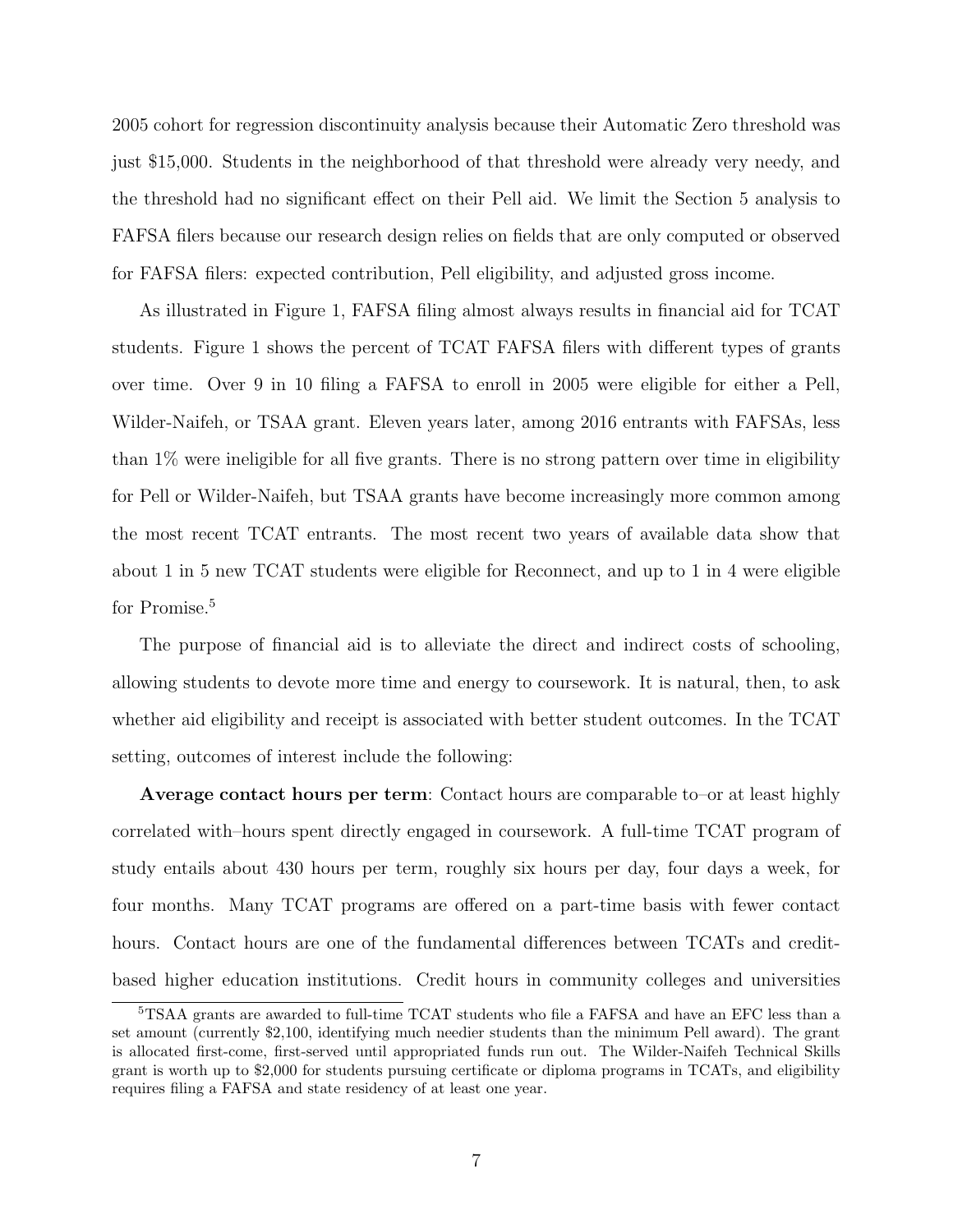2005 cohort for regression discontinuity analysis because their Automatic Zero threshold was just \$15,000. Students in the neighborhood of that threshold were already very needy, and the threshold had no significant effect on their Pell aid. We limit the Section 5 analysis to FAFSA filers because our research design relies on fields that are only computed or observed for FAFSA filers: expected contribution, Pell eligibility, and adjusted gross income.

As illustrated in Figure 1, FAFSA filing almost always results in financial aid for TCAT students. Figure 1 shows the percent of TCAT FAFSA filers with different types of grants over time. Over 9 in 10 filing a FAFSA to enroll in 2005 were eligible for either a Pell, Wilder-Naifeh, or TSAA grant. Eleven years later, among 2016 entrants with FAFSAs, less than 1% were ineligible for all five grants. There is no strong pattern over time in eligibility for Pell or Wilder-Naifeh, but TSAA grants have become increasingly more common among the most recent TCAT entrants. The most recent two years of available data show that about 1 in 5 new TCAT students were eligible for Reconnect, and up to 1 in 4 were eligible for Promise.[5]

The purpose of financial aid is to alleviate the direct and indirect costs of schooling, allowing students to devote more time and energy to coursework. It is natural, then, to ask whether aid eligibility and receipt is associated with better student outcomes. In the TCAT setting, outcomes of interest include the following:

**Average contact hours per term**: Contact hours are comparable to–or at least highly correlated with–hours spent directly engaged in coursework. A full-time TCAT program of study entails about 430 hours per term, roughly six hours per day, four days a week, for four months. Many TCAT programs are offered on a part-time basis with fewer contact hours. Contact hours are one of the fundamental differences between TCATs and credit-based higher education institutions. Credit hours in community colleges and universities

[5] TSAA grants are awarded to full-time TCAT students who file a FAFSA and have an EFC less than a set amount (currently \$2,100, identifying much needier students than the minimum Pell award). The grant is allocated first-come, first-served until appropriated funds run out. The Wilder-Naifeh Technical Skills grant is worth up to \$2,000 for students pursuing certificate or diploma programs in TCATs, and eligibility requires filing a FAFSA and state residency of at least one year.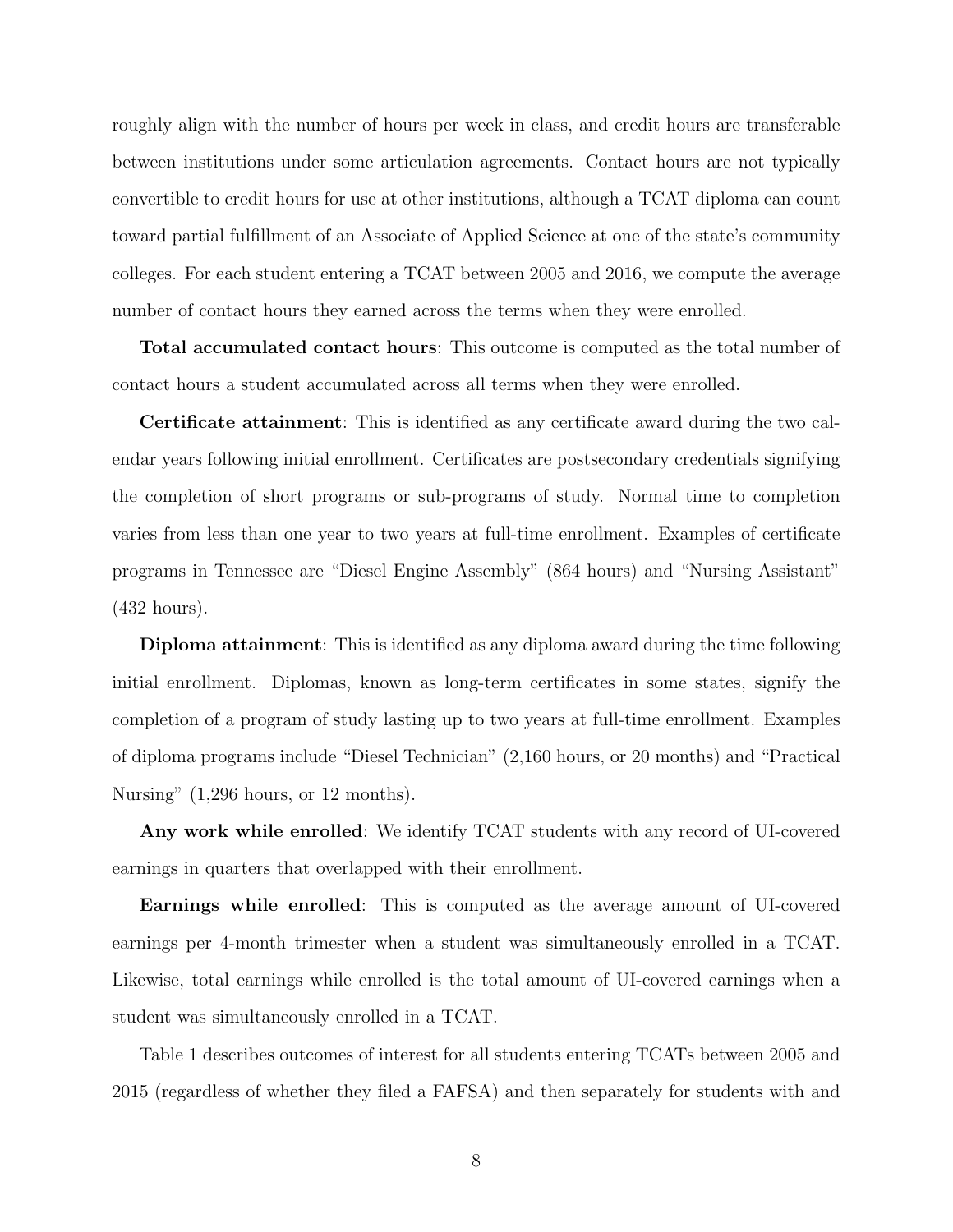roughly align with the number of hours per week in class, and credit hours are transferable between institutions under some articulation agreements. Contact hours are not typically convertible to credit hours for use at other institutions, although a TCAT diploma can count toward partial fulfillment of an Associate of Applied Science at one of the state's community colleges. For each student entering a TCAT between 2005 and 2016, we compute the average number of contact hours they earned across the terms when they were enrolled.

**Total accumulated contact hours**: This outcome is computed as the total number of contact hours a student accumulated across all terms when they were enrolled.

**Certificate attainment**: This is identified as any certificate award during the two calendar years following initial enrollment. Certificates are postsecondary credentials signifying the completion of short programs or sub-programs of study. Normal time to completion varies from less than one year to two years at full-time enrollment. Examples of certificate programs in Tennessee are "Diesel Engine Assembly" (864 hours) and "Nursing Assistant" (432 hours).

**Diploma attainment**: This is identified as any diploma award during the time following initial enrollment. Diplomas, known as long-term certificates in some states, signify the completion of a program of study lasting up to two years at full-time enrollment. Examples of diploma programs include "Diesel Technician" (2,160 hours, or 20 months) and "Practical Nursing" (1,296 hours, or 12 months).

**Any work while enrolled**: We identify TCAT students with any record of UI-covered earnings in quarters that overlapped with their enrollment.

**Earnings while enrolled**: This is computed as the average amount of UI-covered earnings per 4-month trimester when a student was simultaneously enrolled in a TCAT. Likewise, total earnings while enrolled is the total amount of UI-covered earnings when a student was simultaneously enrolled in a TCAT.

Table 1 describes outcomes of interest for all students entering TCATs between 2005 and 2015 (regardless of whether they filed a FAFSA) and then separately for students with and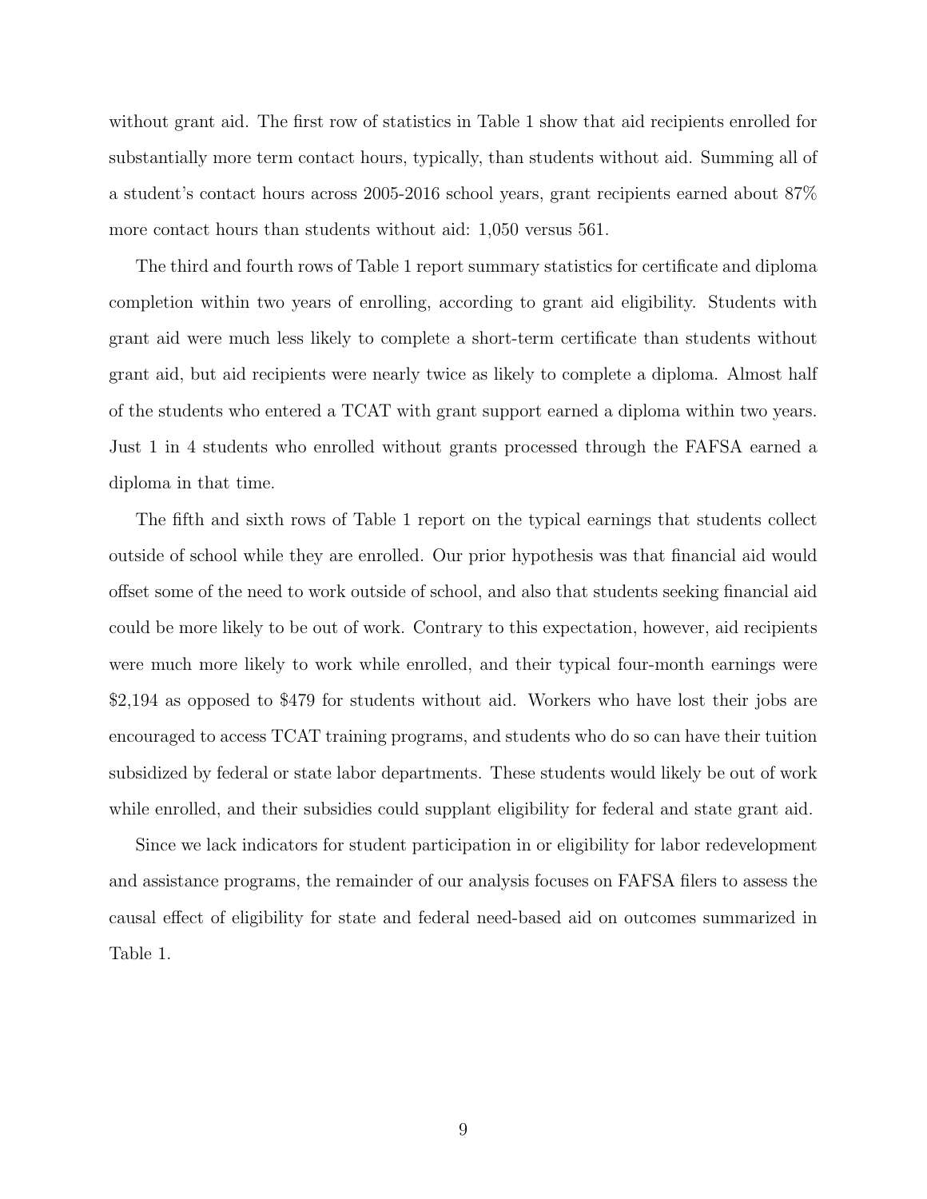without grant aid. The first row of statistics in Table 1 show that aid recipients enrolled for substantially more term contact hours, typically, than students without aid. Summing all of a student's contact hours across 2005-2016 school years, grant recipients earned about 87% more contact hours than students without aid: 1,050 versus 561.

The third and fourth rows of Table 1 report summary statistics for certificate and diploma completion within two years of enrolling, according to grant aid eligibility. Students with grant aid were much less likely to complete a short-term certificate than students without grant aid, but aid recipients were nearly twice as likely to complete a diploma. Almost half of the students who entered a TCAT with grant support earned a diploma within two years. Just 1 in 4 students who enrolled without grants processed through the FAFSA earned a diploma in that time.

The fifth and sixth rows of Table 1 report on the typical earnings that students collect outside of school while they are enrolled. Our prior hypothesis was that financial aid would offset some of the need to work outside of school, and also that students seeking financial aid could be more likely to be out of work. Contrary to this expectation, however, aid recipients were much more likely to work while enrolled, and their typical four-month earnings were $2,194 as opposed to $479 for students without aid. Workers who have lost their jobs are encouraged to access TCAT training programs, and students who do so can have their tuition subsidized by federal or state labor departments. These students would likely be out of work while enrolled, and their subsidies could supplant eligibility for federal and state grant aid.

Since we lack indicators for student participation in or eligibility for labor redevelopment and assistance programs, the remainder of our analysis focuses on FAFSA filers to assess the causal effect of eligibility for state and federal need-based aid on outcomes summarized in Table 1.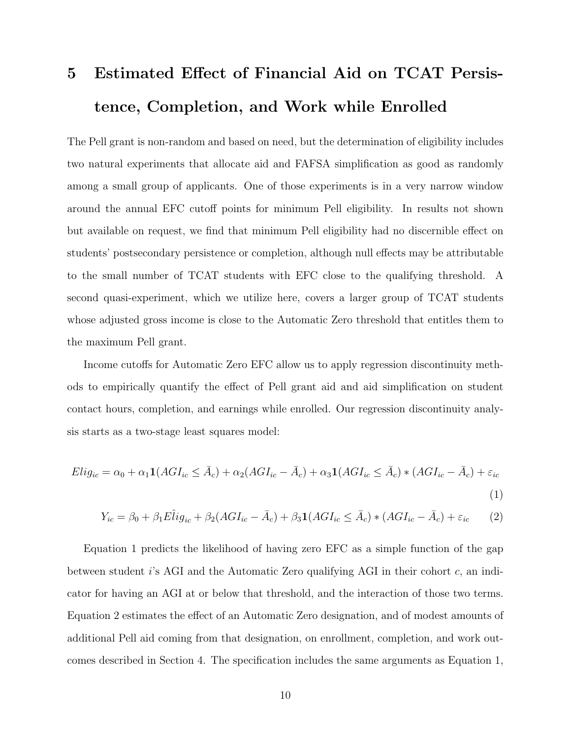# 5 Estimated Effect of Financial Aid on TCAT Persistence, Completion, and Work while Enrolled

The Pell grant is non-random and based on need, but the determination of eligibility includes two natural experiments that allocate aid and FAFSA simplification as good as randomly among a small group of applicants. One of those experiments is in a very narrow window around the annual EFC cutoff points for minimum Pell eligibility. In results not shown but available on request, we find that minimum Pell eligibility had no discernible effect on students' postsecondary persistence or completion, although null effects may be attributable to the small number of TCAT students with EFC close to the qualifying threshold. A second quasi-experiment, which we utilize here, covers a larger group of TCAT students whose adjusted gross income is close to the Automatic Zero threshold that entitles them to the maximum Pell grant.

Income cutoffs for Automatic Zero EFC allow us to apply regression discontinuity methods to empirically quantify the effect of Pell grant aid and aid simplification on student contact hours, completion, and earnings while enrolled. Our regression discontinuity analysis starts as a two-stage least squares model:

$$Elig_{ic} = \alpha_0 + \alpha_1 \mathbf{1}(AGI_{ic} \leq \bar{A}_c) + \alpha_2 (AGI_{ic} - \bar{A}_c) + \alpha_3 \mathbf{1}(AGI_{ic} \leq \bar{A}_c) * (AGI_{ic} - \bar{A}_c) + \varepsilon_{ic} \tag{1}$$

$$Y_{ic} = \beta_0 + \beta_1 \hat{Elig}_{ic} + \beta_2 (AGI_{ic} - \bar{A}_c) + \beta_3 \mathbf{1}(AGI_{ic} \leq \bar{A}_c) * (AGI_{ic} - \bar{A}_c) + \varepsilon_{ic} \tag{2}$$

Equation 1 predicts the likelihood of having zero EFC as a simple function of the gap between student $i$'s AGI and the Automatic Zero qualifying AGI in their cohort $c$, an indicator for having an AGI at or below that threshold, and the interaction of those two terms. Equation 2 estimates the effect of an Automatic Zero designation, and of modest amounts of additional Pell aid coming from that designation, on enrollment, completion, and work outcomes described in Section 4. The specification includes the same arguments as Equation 1,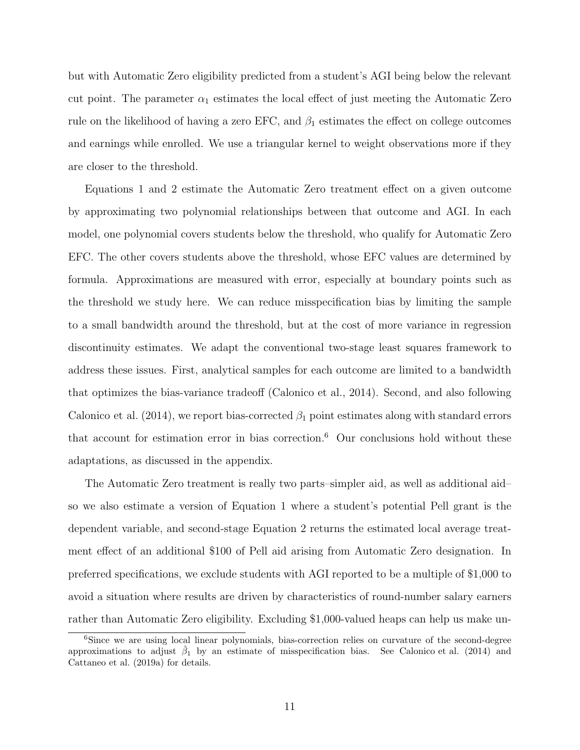but with Automatic Zero eligibility predicted from a student's AGI being below the relevant cut point. The parameter $\alpha_1$ estimates the local effect of just meeting the Automatic Zero rule on the likelihood of having a zero EFC, and $\beta_1$ estimates the effect on college outcomes and earnings while enrolled. We use a triangular kernel to weight observations more if they are closer to the threshold.

Equations 1 and 2 estimate the Automatic Zero treatment effect on a given outcome by approximating two polynomial relationships between that outcome and AGI. In each model, one polynomial covers students below the threshold, who qualify for Automatic Zero EFC. The other covers students above the threshold, whose EFC values are determined by formula. Approximations are measured with error, especially at boundary points such as the threshold we study here. We can reduce misspecification bias by limiting the sample to a small bandwidth around the threshold, but at the cost of more variance in regression discontinuity estimates. We adapt the conventional two-stage least squares framework to address these issues. First, analytical samples for each outcome are limited to a bandwidth that optimizes the bias-variance tradeoff (Calonico et al., 2014). Second, and also following Calonico et al. (2014), we report bias-corrected $\beta_1$ point estimates along with standard errors that account for estimation error in bias correction.[6] Our conclusions hold without these adaptations, as discussed in the appendix.

The Automatic Zero treatment is really two parts–simpler aid, as well as additional aid–so we also estimate a version of Equation 1 where a student's potential Pell grant is the dependent variable, and second-stage Equation 2 returns the estimated local average treatment effect of an additional \$100 of Pell aid arising from Automatic Zero designation. In preferred specifications, we exclude students with AGI reported to be a multiple of \$1,000 to avoid a situation where results are driven by characteristics of round-number salary earners rather than Automatic Zero eligibility. Excluding \$1,000-valued heaps can help us make un-

[6] Since we are using local linear polynomials, bias-correction relies on curvature of the second-degree approximations to adjust $\hat{\beta}_1$ by an estimate of misspecification bias. See Calonico et al. (2014) and Cattaneo et al. (2019a) for details.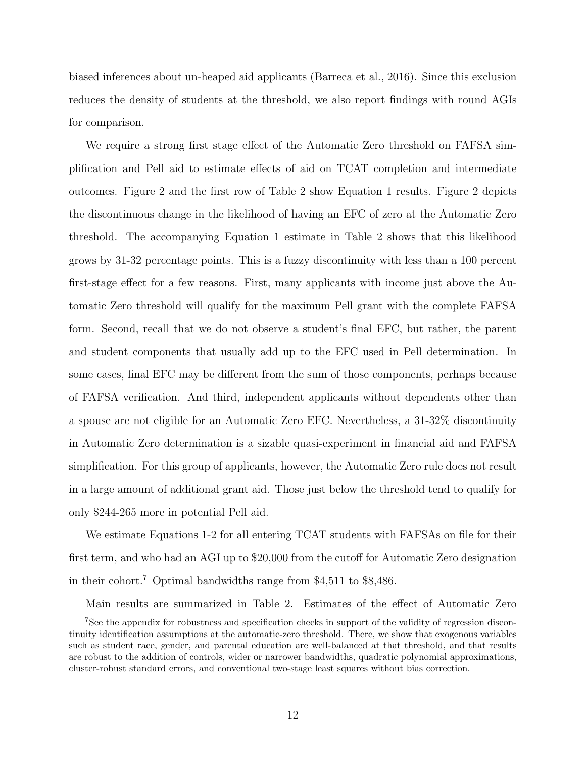biased inferences about un-heaped aid applicants (Barreca et al., 2016). Since this exclusion reduces the density of students at the threshold, we also report findings with round AGIs for comparison.

We require a strong first stage effect of the Automatic Zero threshold on FAFSA simplification and Pell aid to estimate effects of aid on TCAT completion and intermediate outcomes. Figure 2 and the first row of Table 2 show Equation 1 results. Figure 2 depicts the discontinuous change in the likelihood of having an EFC of zero at the Automatic Zero threshold. The accompanying Equation 1 estimate in Table 2 shows that this likelihood grows by 31-32 percentage points. This is a fuzzy discontinuity with less than a 100 percent first-stage effect for a few reasons. First, many applicants with income just above the Automatic Zero threshold will qualify for the maximum Pell grant with the complete FAFSA form. Second, recall that we do not observe a student's final EFC, but rather, the parent and student components that usually add up to the EFC used in Pell determination. In some cases, final EFC may be different from the sum of those components, perhaps because of FAFSA verification. And third, independent applicants without dependents other than a spouse are not eligible for an Automatic Zero EFC. Nevertheless, a 31-32% discontinuity in Automatic Zero determination is a sizable quasi-experiment in financial aid and FAFSA simplification. For this group of applicants, however, the Automatic Zero rule does not result in a large amount of additional grant aid. Those just below the threshold tend to qualify for only $244-265 more in potential Pell aid.

We estimate Equations 1-2 for all entering TCAT students with FAFSAs on file for their first term, and who had an AGI up to $20,000 from the cutoff for Automatic Zero designation in their cohort.[7] Optimal bandwidths range from $4,511 to $8,486.

Main results are summarized in Table 2. Estimates of the effect of Automatic Zero

[7] See the appendix for robustness and specification checks in support of the validity of regression discontinuity identification assumptions at the automatic-zero threshold. There, we show that exogenous variables such as student race, gender, and parental education are well-balanced at that threshold, and that results are robust to the addition of controls, wider or narrower bandwidths, quadratic polynomial approximations, cluster-robust standard errors, and conventional two-stage least squares without bias correction.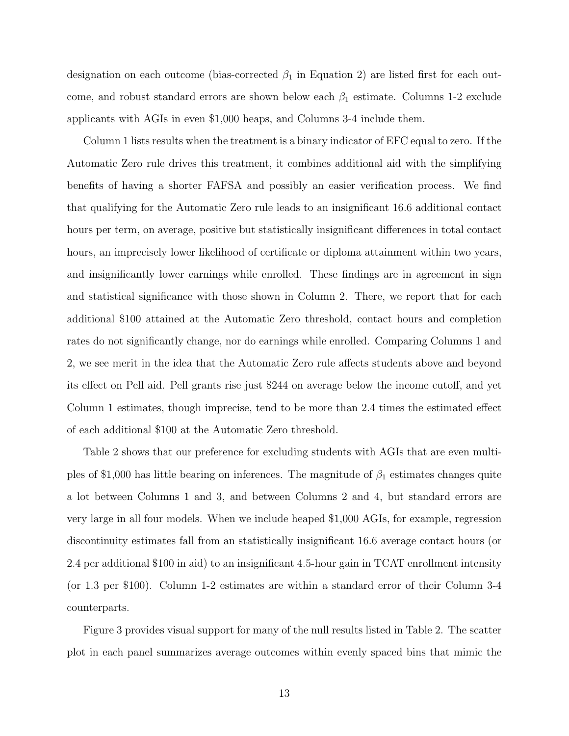designation on each outcome (bias-corrected $\beta_1$ in Equation 2) are listed first for each outcome, and robust standard errors are shown below each $\beta_1$ estimate. Columns 1-2 exclude applicants with AGIs in even \$1,000 heaps, and Columns 3-4 include them.

Column 1 lists results when the treatment is a binary indicator of EFC equal to zero. If the Automatic Zero rule drives this treatment, it combines additional aid with the simplifying benefits of having a shorter FAFSA and possibly an easier verification process. We find that qualifying for the Automatic Zero rule leads to an insignificant 16.6 additional contact hours per term, on average, positive but statistically insignificant differences in total contact hours, an imprecisely lower likelihood of certificate or diploma attainment within two years, and insignificantly lower earnings while enrolled. These findings are in agreement in sign and statistical significance with those shown in Column 2. There, we report that for each additional \$100 attained at the Automatic Zero threshold, contact hours and completion rates do not significantly change, nor do earnings while enrolled. Comparing Columns 1 and 2, we see merit in the idea that the Automatic Zero rule affects students above and beyond its effect on Pell aid. Pell grants rise just \$244 on average below the income cutoff, and yet Column 1 estimates, though imprecise, tend to be more than 2.4 times the estimated effect of each additional \$100 at the Automatic Zero threshold.

Table 2 shows that our preference for excluding students with AGIs that are even multiples of \$1,000 has little bearing on inferences. The magnitude of $\beta_1$ estimates changes quite a lot between Columns 1 and 3, and between Columns 2 and 4, but standard errors are very large in all four models. When we include heaped \$1,000 AGIs, for example, regression discontinuity estimates fall from an statistically insignificant 16.6 average contact hours (or 2.4 per additional \$100 in aid) to an insignificant 4.5-hour gain in TCAT enrollment intensity (or 1.3 per \$100). Column 1-2 estimates are within a standard error of their Column 3-4 counterparts.

Figure 3 provides visual support for many of the null results listed in Table 2. The scatter plot in each panel summarizes average outcomes within evenly spaced bins that mimic the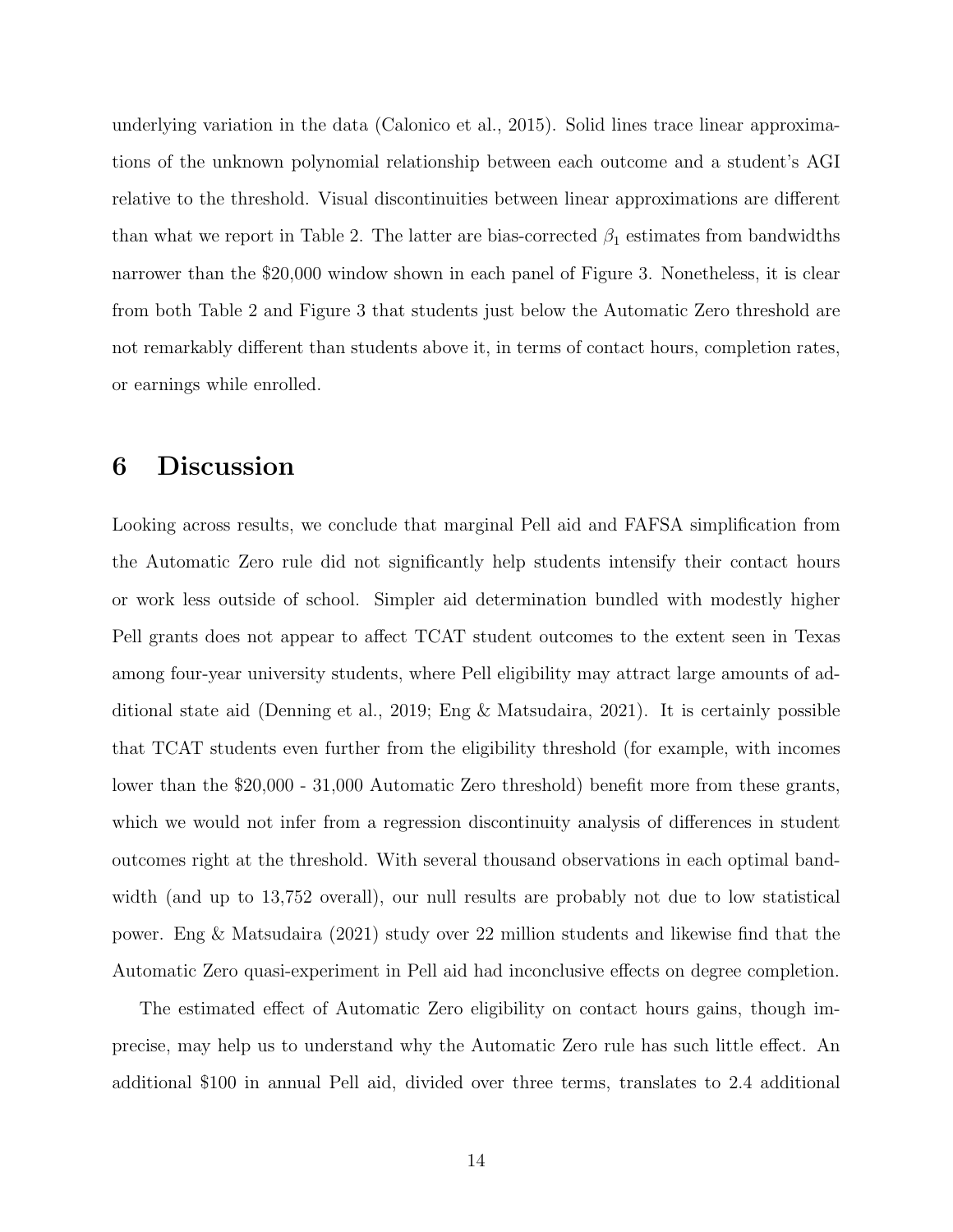underlying variation in the data (Calonico et al., 2015). Solid lines trace linear approximations of the unknown polynomial relationship between each outcome and a student's AGI relative to the threshold. Visual discontinuities between linear approximations are different than what we report in Table 2. The latter are bias-corrected $\beta_1$ estimates from bandwidths narrower than the \$20,000 window shown in each panel of Figure 3. Nonetheless, it is clear from both Table 2 and Figure 3 that students just below the Automatic Zero threshold are not remarkably different than students above it, in terms of contact hours, completion rates, or earnings while enrolled.

# 6 Discussion

Looking across results, we conclude that marginal Pell aid and FAFSA simplification from the Automatic Zero rule did not significantly help students intensify their contact hours or work less outside of school. Simpler aid determination bundled with modestly higher Pell grants does not appear to affect TCAT student outcomes to the extent seen in Texas among four-year university students, where Pell eligibility may attract large amounts of additional state aid (Denning et al., 2019; Eng & Matsudaira, 2021). It is certainly possible that TCAT students even further from the eligibility threshold (for example, with incomes lower than the \$20,000 - 31,000 Automatic Zero threshold) benefit more from these grants, which we would not infer from a regression discontinuity analysis of differences in student outcomes right at the threshold. With several thousand observations in each optimal bandwidth (and up to 13,752 overall), our null results are probably not due to low statistical power. Eng & Matsudaira (2021) study over 22 million students and likewise find that the Automatic Zero quasi-experiment in Pell aid had inconclusive effects on degree completion.

The estimated effect of Automatic Zero eligibility on contact hours gains, though imprecise, may help us to understand why the Automatic Zero rule has such little effect. An additional \$100 in annual Pell aid, divided over three terms, translates to 2.4 additional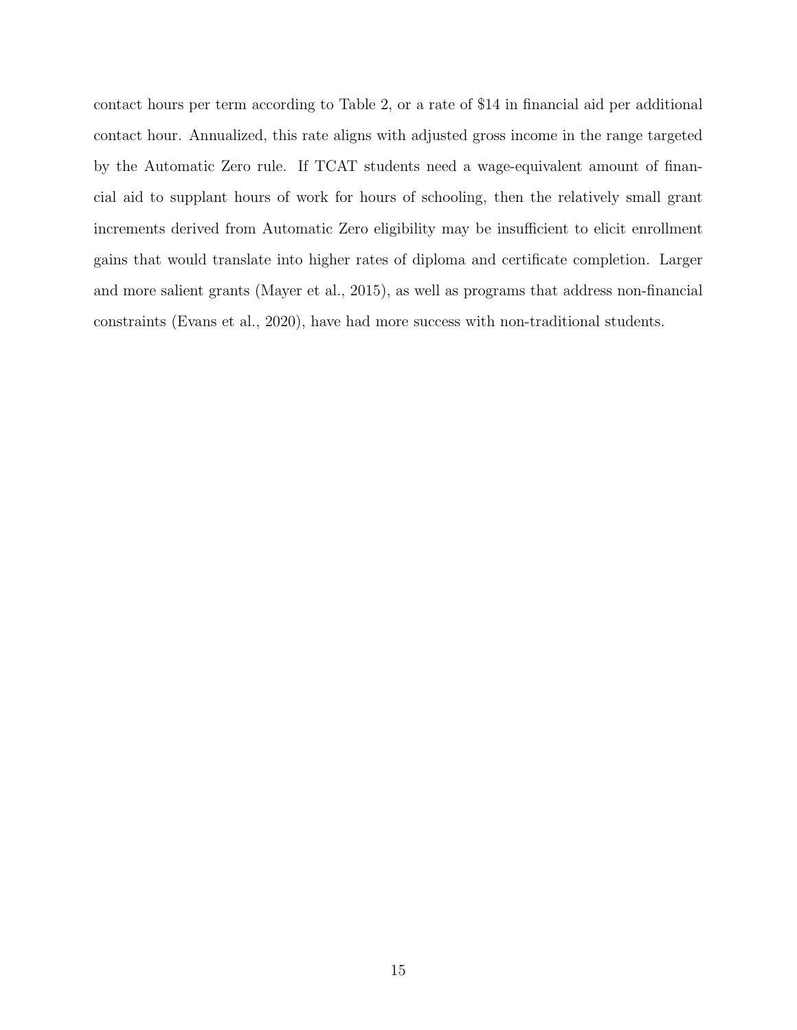contact hours per term according to Table 2, or a rate of $14 in financial aid per additional contact hour. Annualized, this rate aligns with adjusted gross income in the range targeted by the Automatic Zero rule. If TCAT students need a wage-equivalent amount of financial aid to supplant hours of work for hours of schooling, then the relatively small grant increments derived from Automatic Zero eligibility may be insufficient to elicit enrollment gains that would translate into higher rates of diploma and certificate completion. Larger and more salient grants (Mayer et al., 2015), as well as programs that address non-financial constraints (Evans et al., 2020), have had more success with non-traditional students.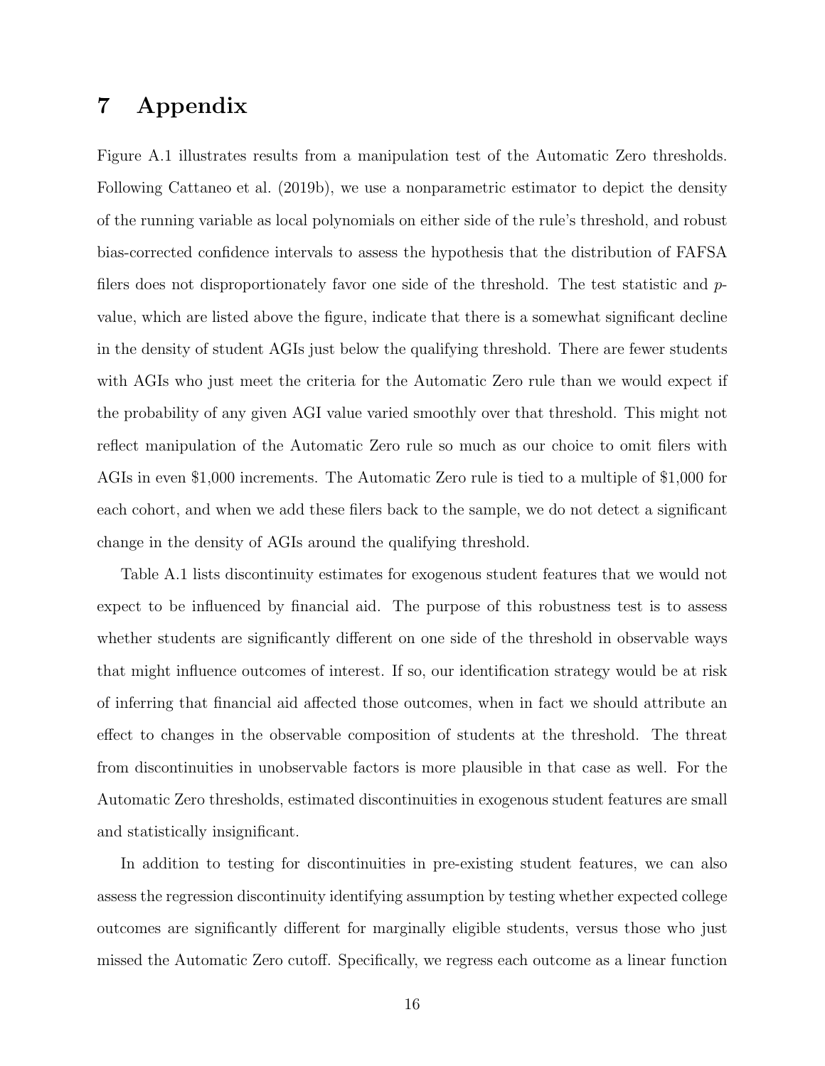# 7 Appendix

Figure A.1 illustrates results from a manipulation test of the Automatic Zero thresholds. Following Cattaneo et al. (2019b), we use a nonparametric estimator to depict the density of the running variable as local polynomials on either side of the rule's threshold, and robust bias-corrected confidence intervals to assess the hypothesis that the distribution of FAFSA filers does not disproportionately favor one side of the threshold. The test statistic and $p$-value, which are listed above the figure, indicate that there is a somewhat significant decline in the density of student AGIs just below the qualifying threshold. There are fewer students with AGIs who just meet the criteria for the Automatic Zero rule than we would expect if the probability of any given AGI value varied smoothly over that threshold. This might not reflect manipulation of the Automatic Zero rule so much as our choice to omit filers with AGIs in even $1,000 increments. The Automatic Zero rule is tied to a multiple of $1,000 for each cohort, and when we add these filers back to the sample, we do not detect a significant change in the density of AGIs around the qualifying threshold.

Table A.1 lists discontinuity estimates for exogenous student features that we would not expect to be influenced by financial aid. The purpose of this robustness test is to assess whether students are significantly different on one side of the threshold in observable ways that might influence outcomes of interest. If so, our identification strategy would be at risk of inferring that financial aid affected those outcomes, when in fact we should attribute an effect to changes in the observable composition of students at the threshold. The threat from discontinuities in unobservable factors is more plausible in that case as well. For the Automatic Zero thresholds, estimated discontinuities in exogenous student features are small and statistically insignificant.

In addition to testing for discontinuities in pre-existing student features, we can also assess the regression discontinuity identifying assumption by testing whether expected college outcomes are significantly different for marginally eligible students, versus those who just missed the Automatic Zero cutoff. Specifically, we regress each outcome as a linear function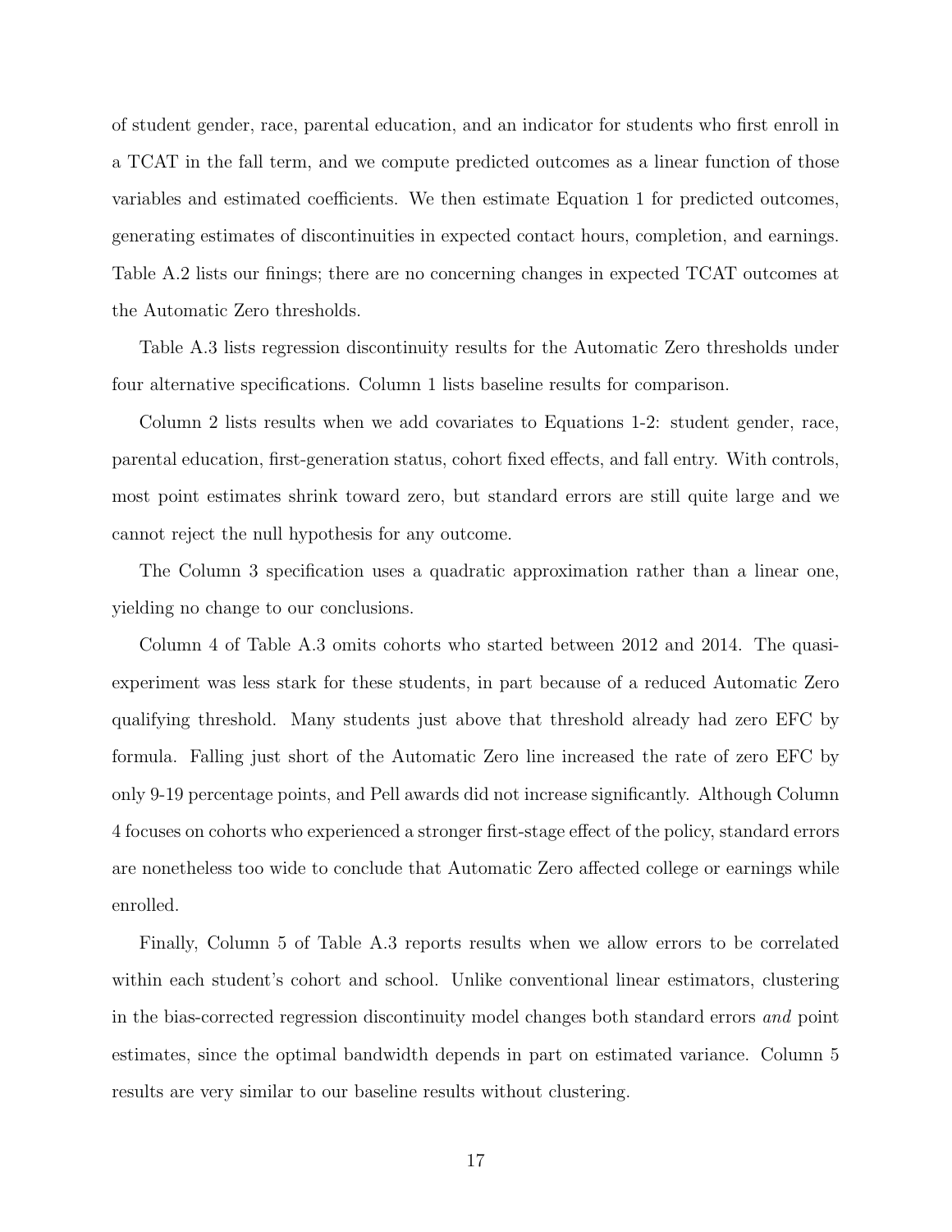of student gender, race, parental education, and an indicator for students who first enroll in a TCAT in the fall term, and we compute predicted outcomes as a linear function of those variables and estimated coefficients. We then estimate Equation 1 for predicted outcomes, generating estimates of discontinuities in expected contact hours, completion, and earnings. Table A.2 lists our finings; there are no concerning changes in expected TCAT outcomes at the Automatic Zero thresholds.

Table A.3 lists regression discontinuity results for the Automatic Zero thresholds under four alternative specifications. Column 1 lists baseline results for comparison.

Column 2 lists results when we add covariates to Equations 1-2: student gender, race, parental education, first-generation status, cohort fixed effects, and fall entry. With controls, most point estimates shrink toward zero, but standard errors are still quite large and we cannot reject the null hypothesis for any outcome.

The Column 3 specification uses a quadratic approximation rather than a linear one, yielding no change to our conclusions.

Column 4 of Table A.3 omits cohorts who started between 2012 and 2014. The quasi-experiment was less stark for these students, in part because of a reduced Automatic Zero qualifying threshold. Many students just above that threshold already had zero EFC by formula. Falling just short of the Automatic Zero line increased the rate of zero EFC by only 9-19 percentage points, and Pell awards did not increase significantly. Although Column 4 focuses on cohorts who experienced a stronger first-stage effect of the policy, standard errors are nonetheless too wide to conclude that Automatic Zero affected college or earnings while enrolled.

Finally, Column 5 of Table A.3 reports results when we allow errors to be correlated within each student's cohort and school. Unlike conventional linear estimators, clustering in the bias-corrected regression discontinuity model changes both standard errors *and* point estimates, since the optimal bandwidth depends in part on estimated variance. Column 5 results are very similar to our baseline results without clustering.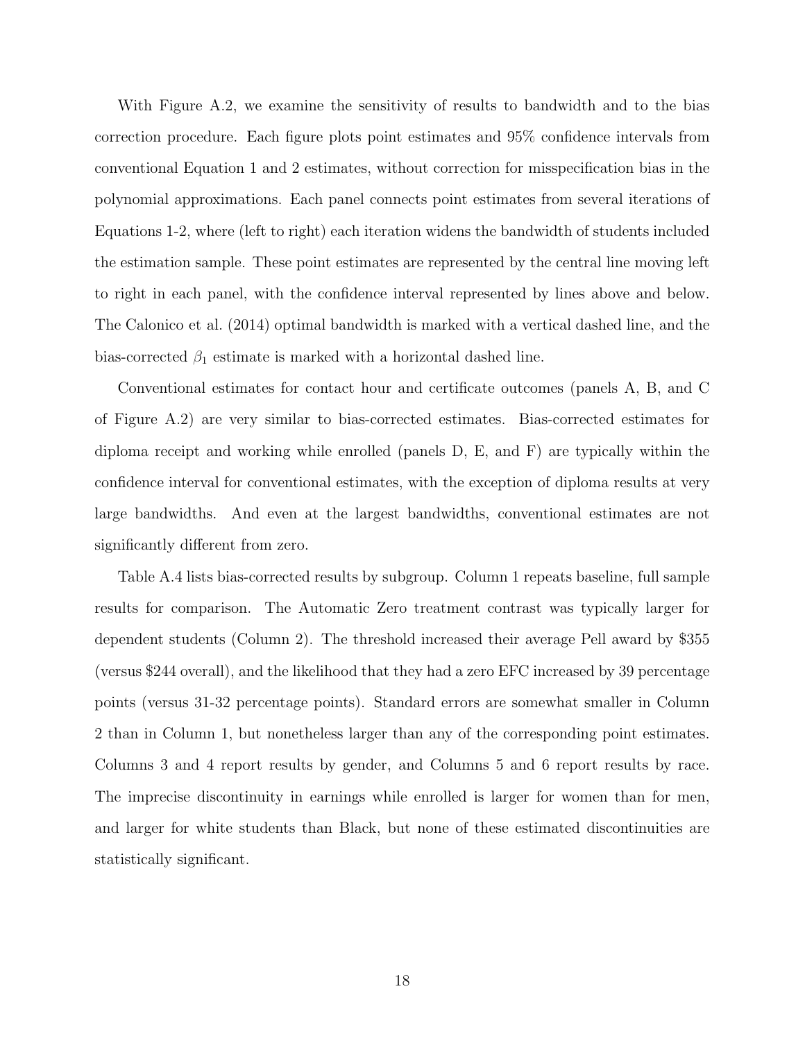With Figure A.2, we examine the sensitivity of results to bandwidth and to the bias correction procedure. Each figure plots point estimates and 95% confidence intervals from conventional Equation 1 and 2 estimates, without correction for misspecification bias in the polynomial approximations. Each panel connects point estimates from several iterations of Equations 1-2, where (left to right) each iteration widens the bandwidth of students included the estimation sample. These point estimates are represented by the central line moving left to right in each panel, with the confidence interval represented by lines above and below. The Calonico et al. (2014) optimal bandwidth is marked with a vertical dashed line, and the bias-corrected $\beta_1$ estimate is marked with a horizontal dashed line.

Conventional estimates for contact hour and certificate outcomes (panels A, B, and C of Figure A.2) are very similar to bias-corrected estimates. Bias-corrected estimates for diploma receipt and working while enrolled (panels D, E, and F) are typically within the confidence interval for conventional estimates, with the exception of diploma results at very large bandwidths. And even at the largest bandwidths, conventional estimates are not significantly different from zero.

Table A.4 lists bias-corrected results by subgroup. Column 1 repeats baseline, full sample results for comparison. The Automatic Zero treatment contrast was typically larger for dependent students (Column 2). The threshold increased their average Pell award by $355 (versus $244 overall), and the likelihood that they had a zero EFC increased by 39 percentage points (versus 31-32 percentage points). Standard errors are somewhat smaller in Column 2 than in Column 1, but nonetheless larger than any of the corresponding point estimates. Columns 3 and 4 report results by gender, and Columns 5 and 6 report results by race. The imprecise discontinuity in earnings while enrolled is larger for women than for men, and larger for white students than Black, but none of these estimated discontinuities are statistically significant.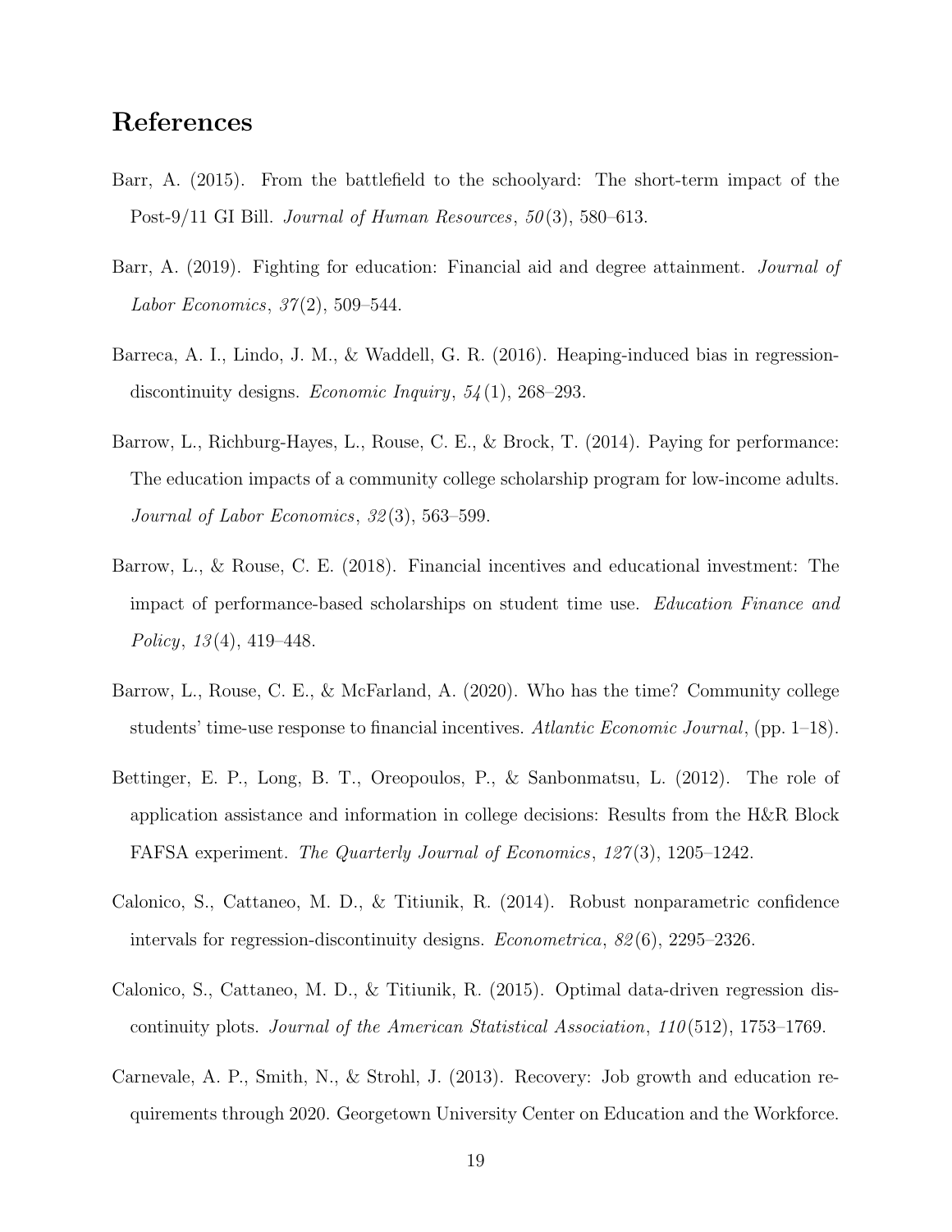# References

Barr, A. (2015). From the battlefield to the schoolyard: The short-term impact of the Post-9/11 GI Bill. *Journal of Human Resources*, *50*(3), 580–613.

Barr, A. (2019). Fighting for education: Financial aid and degree attainment. *Journal of Labor Economics*, *37*(2), 509–544.

Barreca, A. I., Lindo, J. M., & Waddell, G. R. (2016). Heaping-induced bias in regression-discontinuity designs. *Economic Inquiry*, *54*(1), 268–293.

Barrow, L., Richburg-Hayes, L., Rouse, C. E., & Brock, T. (2014). Paying for performance: The education impacts of a community college scholarship program for low-income adults. *Journal of Labor Economics*, *32*(3), 563–599.

Barrow, L., & Rouse, C. E. (2018). Financial incentives and educational investment: The impact of performance-based scholarships on student time use. *Education Finance and Policy*, *13*(4), 419–448.

Barrow, L., Rouse, C. E., & McFarland, A. (2020). Who has the time? Community college students' time-use response to financial incentives. *Atlantic Economic Journal*, (pp. 1–18).

Bettinger, E. P., Long, B. T., Oreopoulos, P., & Sanbonmatsu, L. (2012). The role of application assistance and information in college decisions: Results from the H&R Block FAFSA experiment. *The Quarterly Journal of Economics*, *127*(3), 1205–1242.

Calonico, S., Cattaneo, M. D., & Titiunik, R. (2014). Robust nonparametric confidence intervals for regression-discontinuity designs. *Econometrica*, *82*(6), 2295–2326.

Calonico, S., Cattaneo, M. D., & Titiunik, R. (2015). Optimal data-driven regression discontinuity plots. *Journal of the American Statistical Association*, *110*(512), 1753–1769.

Carnevale, A. P., Smith, N., & Strohl, J. (2013). Recovery: Job growth and education requirements through 2020. Georgetown University Center on Education and the Workforce.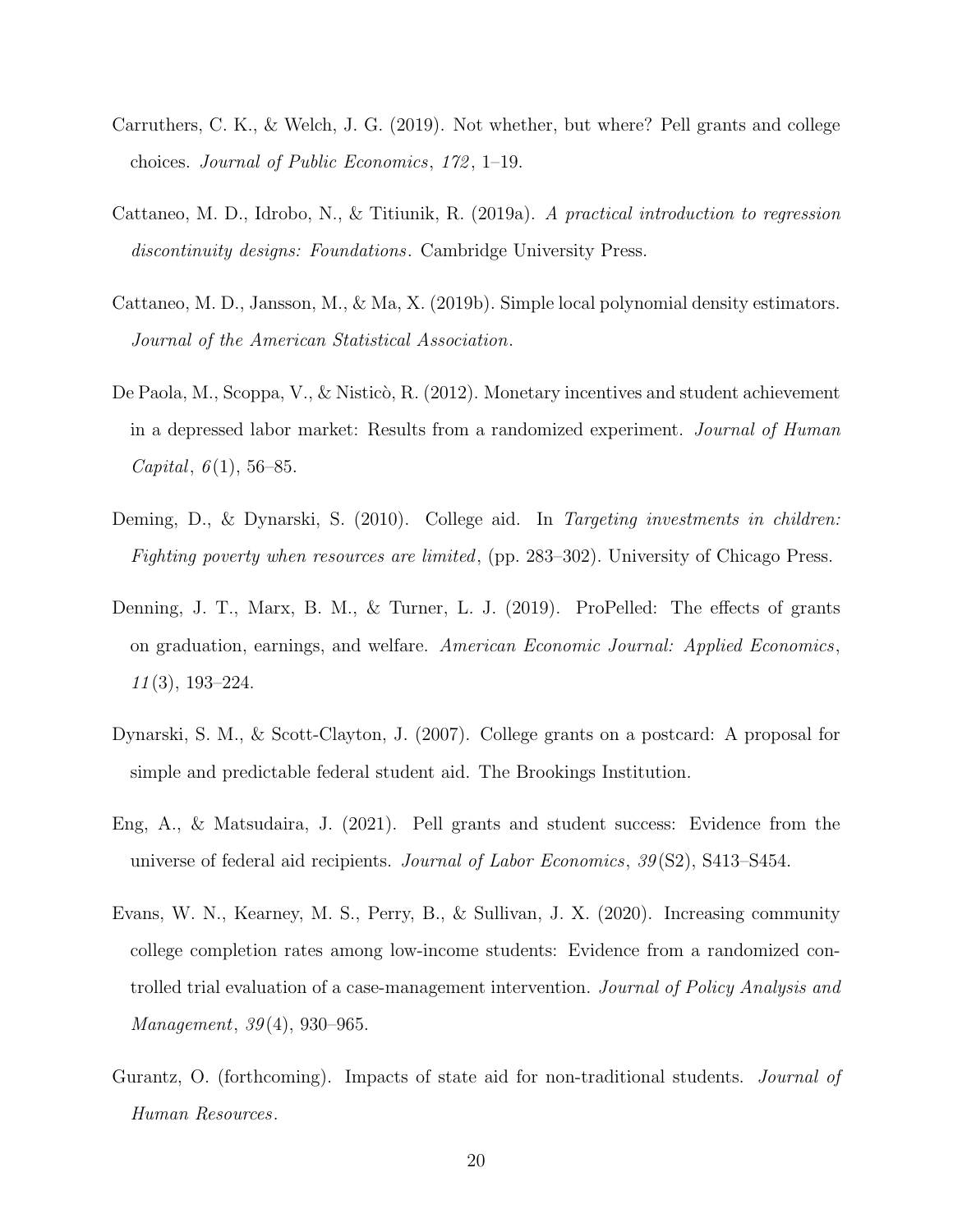Carruthers, C. K., & Welch, J. G. (2019). Not whether, but where? Pell grants and college choices. *Journal of Public Economics*, *172*, 1–19.

Cattaneo, M. D., Idrobo, N., & Titiunik, R. (2019a). *A practical introduction to regression discontinuity designs: Foundations*. Cambridge University Press.

Cattaneo, M. D., Jansson, M., & Ma, X. (2019b). Simple local polynomial density estimators. *Journal of the American Statistical Association*.

De Paola, M., Scoppa, V., & Nisticò, R. (2012). Monetary incentives and student achievement in a depressed labor market: Results from a randomized experiment. *Journal of Human Capital*, *6*(1), 56–85.

Deming, D., & Dynarski, S. (2010). College aid. In *Targeting investments in children: Fighting poverty when resources are limited*, (pp. 283–302). University of Chicago Press.

Denning, J. T., Marx, B. M., & Turner, L. J. (2019). ProPelled: The effects of grants on graduation, earnings, and welfare. *American Economic Journal: Applied Economics*, *11*(3), 193–224.

Dynarski, S. M., & Scott-Clayton, J. (2007). College grants on a postcard: A proposal for simple and predictable federal student aid. The Brookings Institution.

Eng, A., & Matsudaira, J. (2021). Pell grants and student success: Evidence from the universe of federal aid recipients. *Journal of Labor Economics*, *39*(S2), S413–S454.

Evans, W. N., Kearney, M. S., Perry, B., & Sullivan, J. X. (2020). Increasing community college completion rates among low-income students: Evidence from a randomized controlled trial evaluation of a case-management intervention. *Journal of Policy Analysis and Management*, *39*(4), 930–965.

Gurantz, O. (forthcoming). Impacts of state aid for non-traditional students. *Journal of Human Resources*.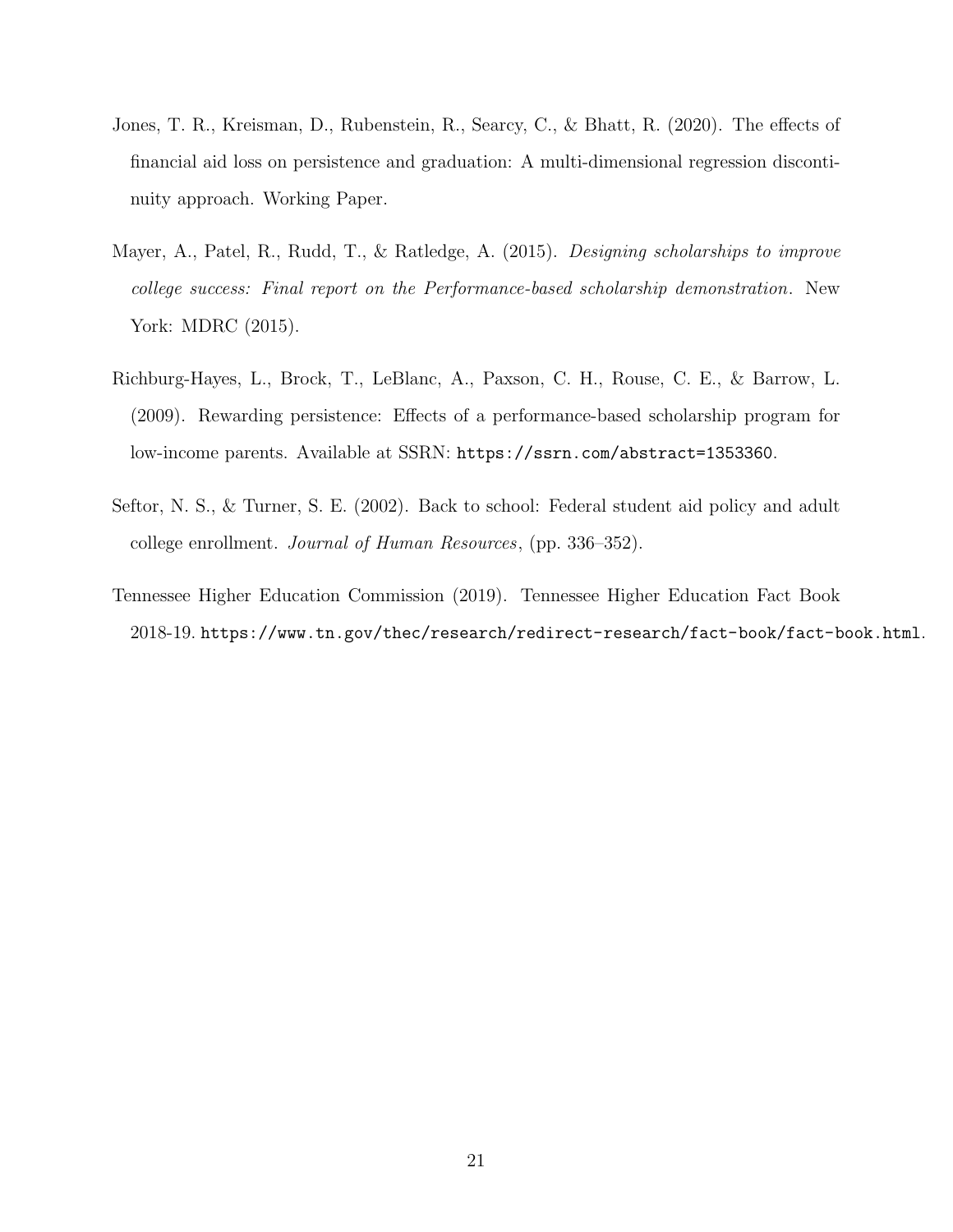Jones, T. R., Kreisman, D., Rubenstein, R., Searcy, C., & Bhatt, R. (2020). The effects of financial aid loss on persistence and graduation: A multi-dimensional regression discontinuity approach. Working Paper.

Mayer, A., Patel, R., Rudd, T., & Ratledge, A. (2015). *Designing scholarships to improve college success: Final report on the Performance-based scholarship demonstration*. New York: MDRC (2015).

Richburg-Hayes, L., Brock, T., LeBlanc, A., Paxson, C. H., Rouse, C. E., & Barrow, L. (2009). Rewarding persistence: Effects of a performance-based scholarship program for low-income parents. Available at SSRN: `https://ssrn.com/abstract=1353360`.

Seftor, N. S., & Turner, S. E. (2002). Back to school: Federal student aid policy and adult college enrollment. *Journal of Human Resources*, (pp. 336–352).

Tennessee Higher Education Commission (2019). Tennessee Higher Education Fact Book 2018-19. `https://www.tn.gov/thec/research/redirect-research/fact-book/fact-book.html`.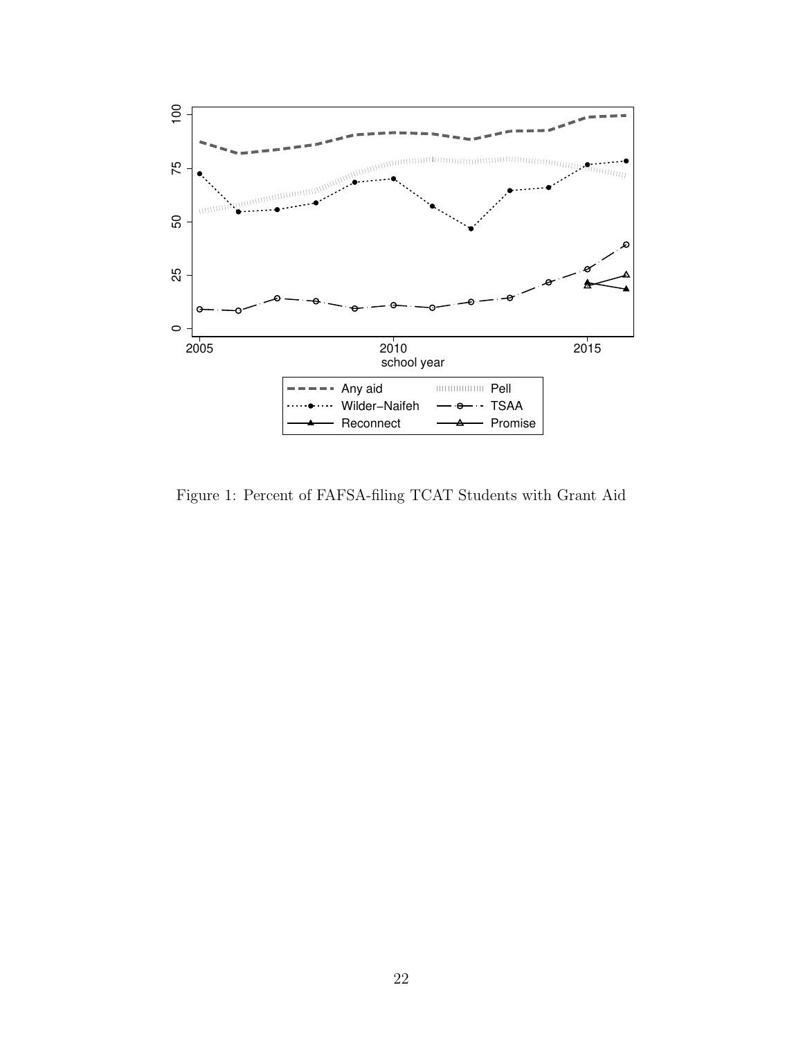Figure 1: Percent of FAFSA-filing TCAT Students with Grant Aid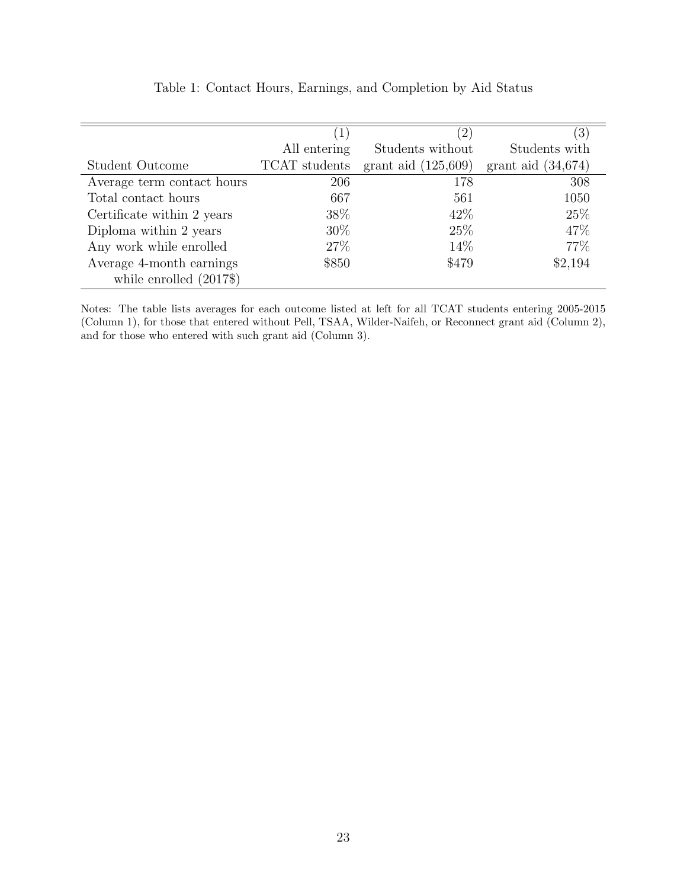Table 1: Contact Hours, Earnings, and Completion by Aid Status

| Student Outcome | (1) All entering TCAT students | (2) Students without grant aid (125,609) | (3) Students with grant aid (34,674) |
|---|---|---|---|
| Average term contact hours | 206 | 178 | 308 |
| Total contact hours | 667 | 561 | 1050 |
| Certificate within 2 years | 38% | 42% | 25% |
| Diploma within 2 years | 30% | 25% | 47% |
| Any work while enrolled | 27% | 14% | 77% |
| Average 4-month earnings while enrolled (2017$) | $850 | $479 | $2,194 |

Notes: The table lists averages for each outcome listed at left for all TCAT students entering 2005-2015 (Column 1), for those that entered without Pell, TSAA, Wilder-Naifeh, or Reconnect grant aid (Column 2), and for those who entered with such grant aid (Column 3).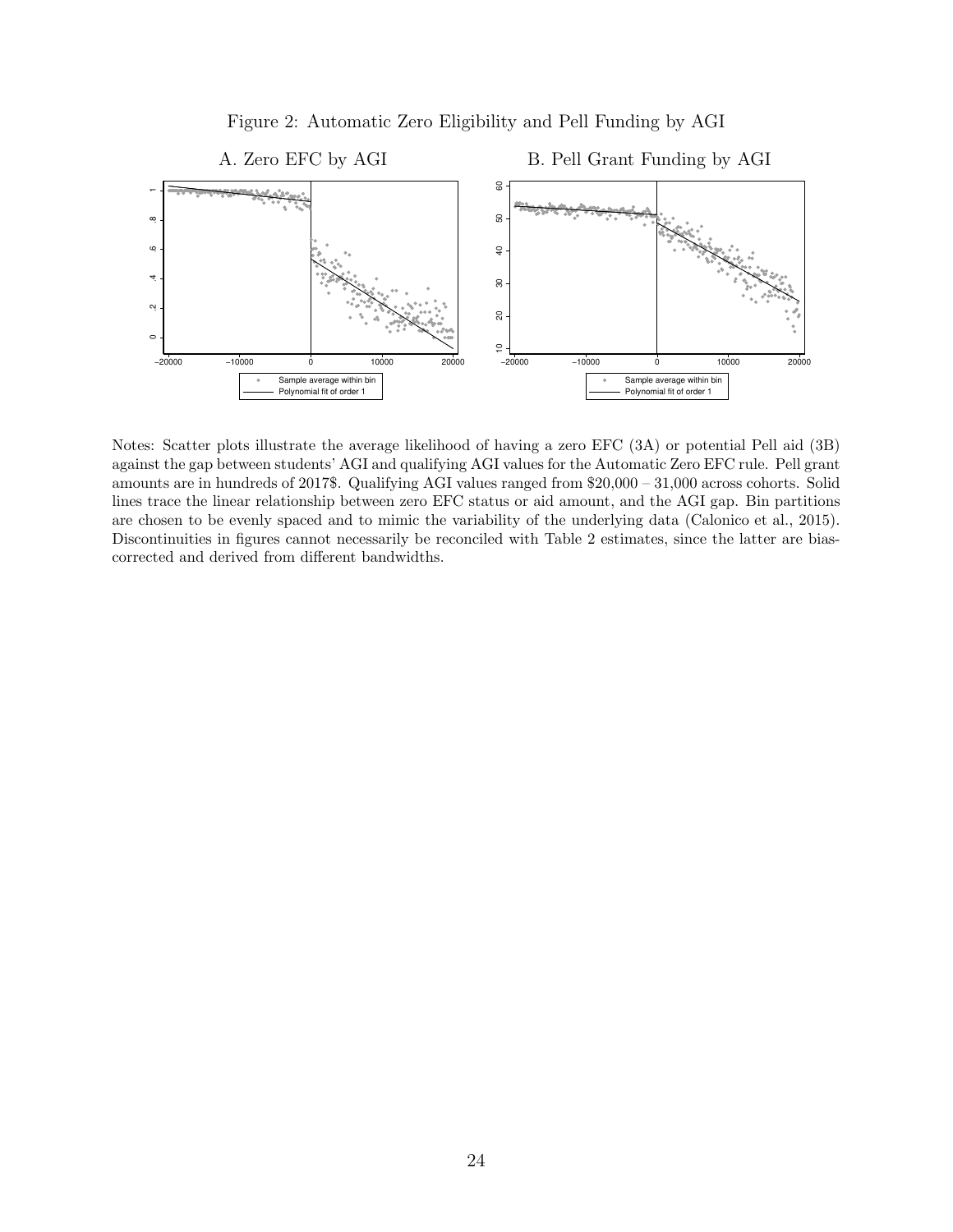Figure 2: Automatic Zero Eligibility and Pell Funding by AGI

A. Zero EFC by AGI

B. Pell Grant Funding by AGI

Notes: Scatter plots illustrate the average likelihood of having a zero EFC (3A) or potential Pell aid (3B) against the gap between students' AGI and qualifying AGI values for the Automatic Zero EFC rule. Pell grant amounts are in hundreds of 2017$. Qualifying AGI values ranged from $20,000 – 31,000 across cohorts. Solid lines trace the linear relationship between zero EFC status or aid amount, and the AGI gap. Bin partitions are chosen to be evenly spaced and to mimic the variability of the underlying data (Calonico et al., 2015). Discontinuities in figures cannot necessarily be reconciled with Table 2 estimates, since the latter are bias-corrected and derived from different bandwidths.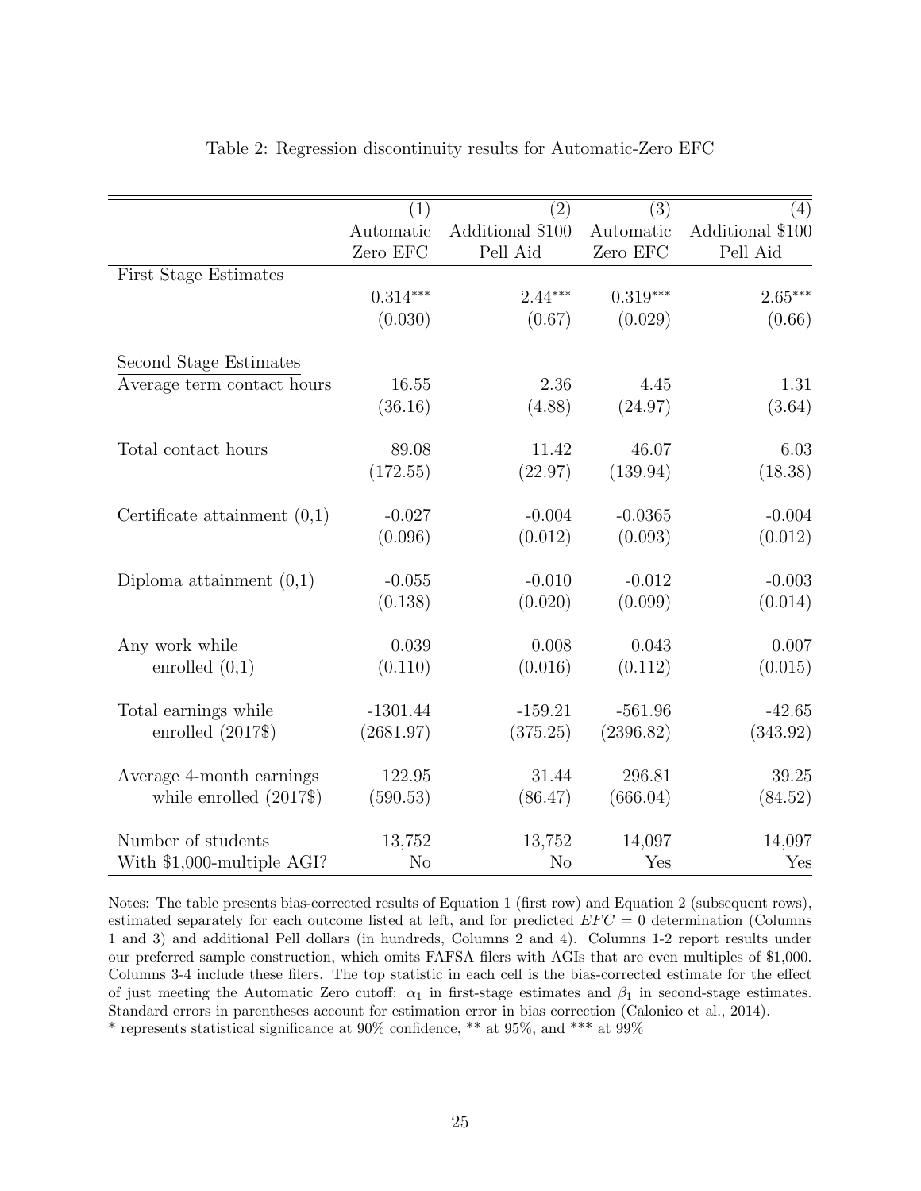Table 2: Regression discontinuity results for Automatic-Zero EFC

| | (1) Automatic Zero EFC | (2) Additional $100 Pell Aid | (3) Automatic Zero EFC | (4) Additional $100 Pell Aid |
|---|---|---|---|---|
| First Stage Estimates | | | | |
| | 0.314*** | 2.44*** | 0.319*** | 2.65*** |
| | (0.030) | (0.67) | (0.029) | (0.66) |
| Second Stage Estimates | | | | |
| Average term contact hours | 16.55 | 2.36 | 4.45 | 1.31 |
| | (36.16) | (4.88) | (24.97) | (3.64) |
| Total contact hours | 89.08 | 11.42 | 46.07 | 6.03 |
| | (172.55) | (22.97) | (139.94) | (18.38) |
| Certificate attainment (0,1) | -0.027 | -0.004 | -0.0365 | -0.004 |
| | (0.096) | (0.012) | (0.093) | (0.012) |
| Diploma attainment (0,1) | -0.055 | -0.010 | -0.012 | -0.003 |
| | (0.138) | (0.020) | (0.099) | (0.014) |
| Any work while enrolled (0,1) | 0.039 | 0.008 | 0.043 | 0.007 |
| | (0.110) | (0.016) | (0.112) | (0.015) |
| Total earnings while enrolled (2017$) | -1301.44 | -159.21 | -561.96 | -42.65 |
| | (2681.97) | (375.25) | (2396.82) | (343.92) |
| Average 4-month earnings while enrolled (2017$) | 122.95 | 31.44 | 296.81 | 39.25 |
| | (590.53) | (86.47) | (666.04) | (84.52) |
| Number of students | 13,752 | 13,752 | 14,097 | 14,097 |
| With $1,000-multiple AGI? | No | No | Yes | Yes |

Notes: The table presents bias-corrected results of Equation 1 (first row) and Equation 2 (subsequent rows), estimated separately for each outcome listed at left, and for predicted $EFC = 0$ determination (Columns 1 and 3) and additional Pell dollars (in hundreds, Columns 2 and 4). Columns 1-2 report results under our preferred sample construction, which omits FAFSA filers with AGIs that are even multiples of $1,000. Columns 3-4 include these filers. The top statistic in each cell is the bias-corrected estimate for the effect of just meeting the Automatic Zero cutoff: $\alpha_1$ in first-stage estimates and $\beta_1$ in second-stage estimates. Standard errors in parentheses account for estimation error in bias correction (Calonico et al., 2014).
* represents statistical significance at 90% confidence, ** at 95%, and *** at 99%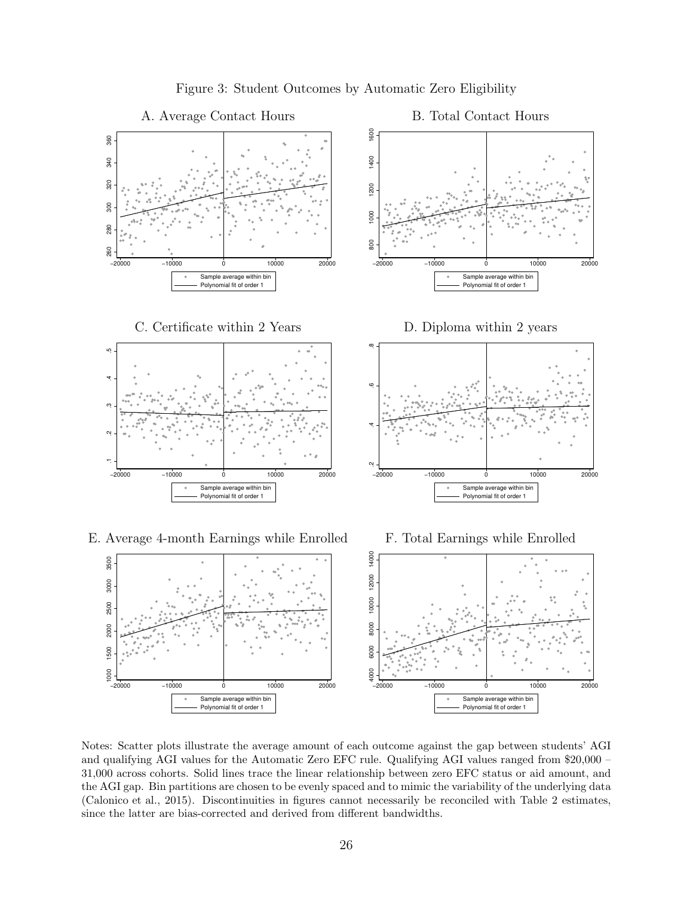Figure 3: Student Outcomes by Automatic Zero Eligibility

A. Average Contact Hours

B. Total Contact Hours

C. Certificate within 2 Years

D. Diploma within 2 years

E. Average 4-month Earnings while Enrolled

F. Total Earnings while Enrolled

Notes: Scatter plots illustrate the average amount of each outcome against the gap between students' AGI and qualifying AGI values for the Automatic Zero EFC rule. Qualifying AGI values ranged from \$20,000 – 31,000 across cohorts. Solid lines trace the linear relationship between zero EFC status or aid amount, and the AGI gap. Bin partitions are chosen to be evenly spaced and to mimic the variability of the underlying data (Calonico et al., 2015). Discontinuities in figures cannot necessarily be reconciled with Table 2 estimates, since the latter are bias-corrected and derived from different bandwidths.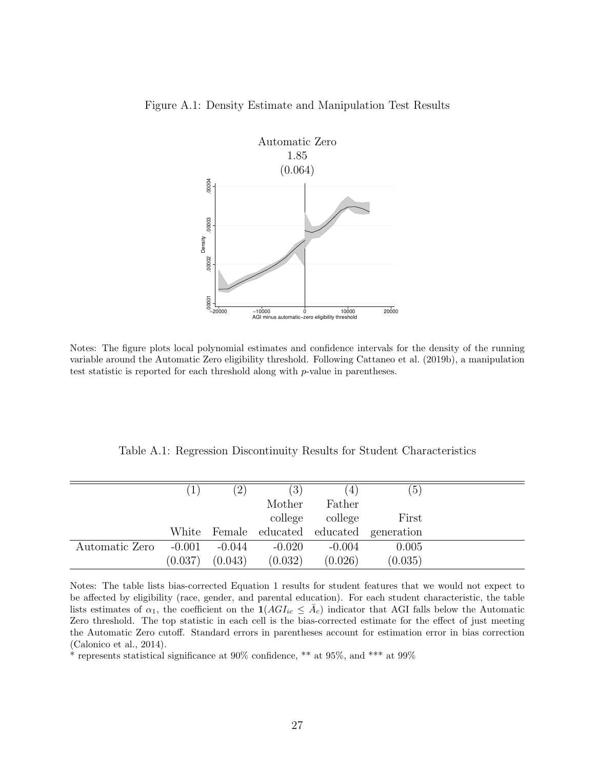Figure A.1: Density Estimate and Manipulation Test Results

Automatic Zero
1.85
(0.064)

Notes: The figure plots local polynomial estimates and confidence intervals for the density of the running variable around the Automatic Zero eligibility threshold. Following Cattaneo et al. (2019b), a manipulation test statistic is reported for each threshold along with *p*-value in parentheses.

Table A.1: Regression Discontinuity Results for Student Characteristics

| | (1) | (2) | (3) | (4) | (5) |
|---|---|---|---|---|---|
| | White | Female | Mother college educated | Father college educated | First generation |
| Automatic Zero | -0.001 | -0.044 | -0.020 | -0.004 | 0.005 |
| | (0.037) | (0.043) | (0.032) | (0.026) | (0.035) |

Notes: The table lists bias-corrected Equation 1 results for student features that we would not expect to be affected by eligibility (race, gender, and parental education). For each student characteristic, the table lists estimates of $\alpha_1$, the coefficient on the $\mathbf{1}(AGI_{ic} \leq \bar{A}_c)$ indicator that AGI falls below the Automatic Zero threshold. The top statistic in each cell is the bias-corrected estimate for the effect of just meeting the Automatic Zero cutoff. Standard errors in parentheses account for estimation error in bias correction (Calonico et al., 2014).

* represents statistical significance at 90% confidence, ** at 95%, and *** at 99%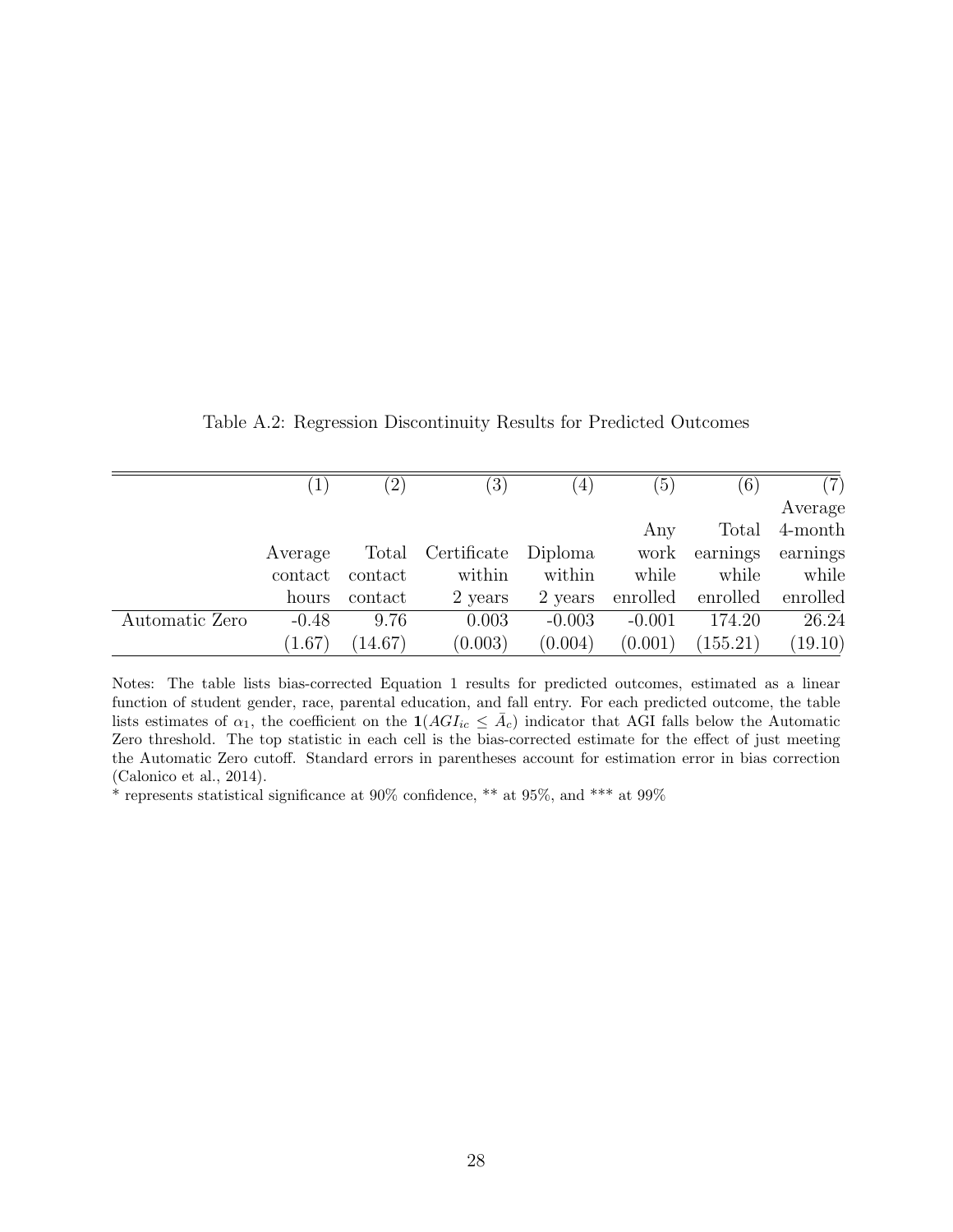Table A.2: Regression Discontinuity Results for Predicted Outcomes

| | (1) | (2) | (3) | (4) | (5) | (6) | (7) |
|---|---|---|---|---|---|---|---|
| | Average contact hours | Total contact contact | Certificate within 2 years | Diploma within 2 years | Any work while enrolled | Total earnings while enrolled | Average 4-month earnings while enrolled |
| Automatic Zero | -0.48 | 9.76 | 0.003 | -0.003 | -0.001 | 174.20 | 26.24 |
| | (1.67) | (14.67) | (0.003) | (0.004) | (0.001) | (155.21) | (19.10) |

Notes: The table lists bias-corrected Equation 1 results for predicted outcomes, estimated as a linear function of student gender, race, parental education, and fall entry. For each predicted outcome, the table lists estimates of $\alpha_1$, the coefficient on the $\mathbf{1}(AGI_{ic} \leq \bar{A}_c)$ indicator that AGI falls below the Automatic Zero threshold. The top statistic in each cell is the bias-corrected estimate for the effect of just meeting the Automatic Zero cutoff. Standard errors in parentheses account for estimation error in bias correction (Calonico et al., 2014).

* represents statistical significance at 90% confidence, ** at 95%, and *** at 99%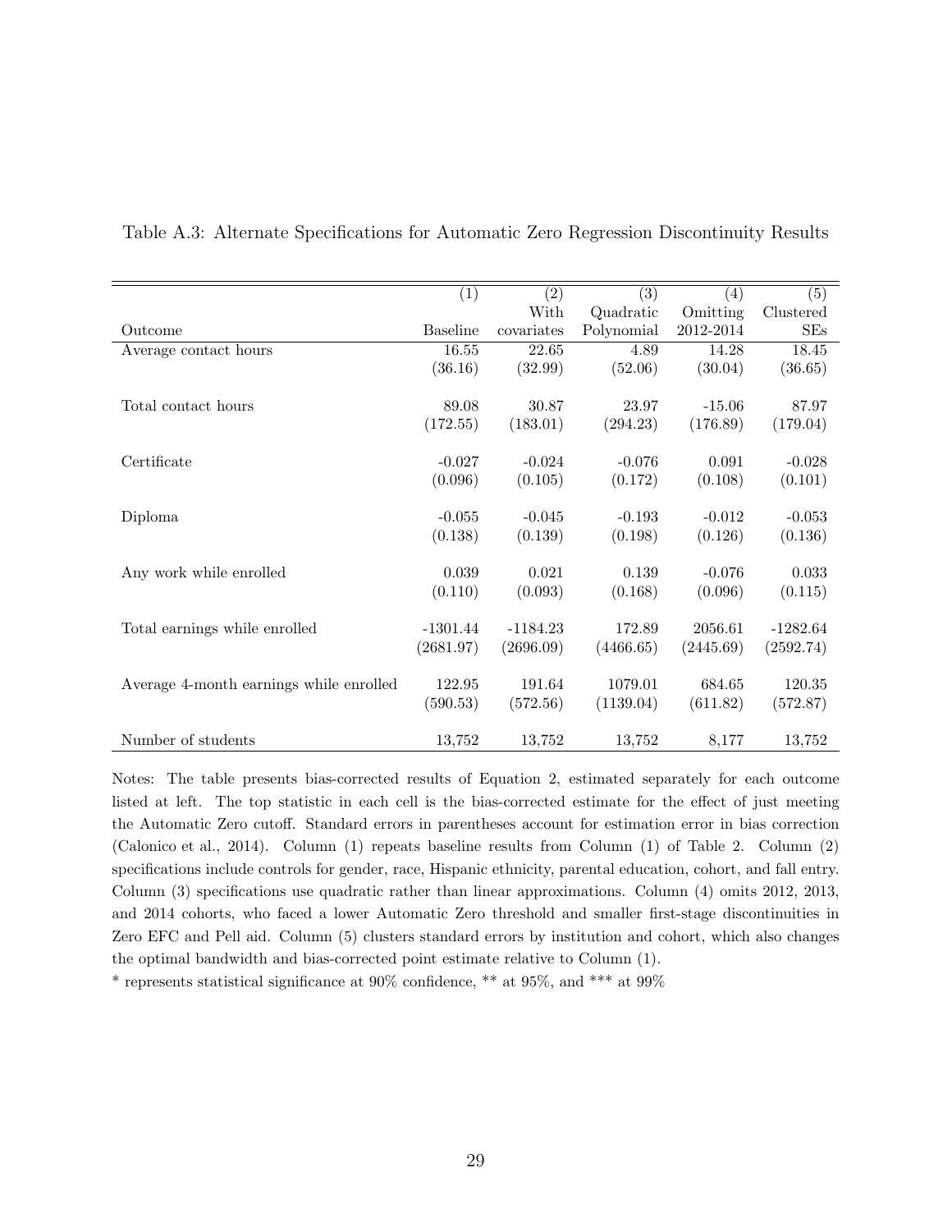Table A.3: Alternate Specifications for Automatic Zero Regression Discontinuity Results

| Outcome | (1)<br>Baseline | (2)<br>With covariates | (3)<br>Quadratic Polynomial | (4)<br>Omitting 2012-2014 | (5)<br>Clustered SEs |
|---|---|---|---|---|---|
| Average contact hours | 16.55 | 22.65 | 4.89 | 14.28 | 18.45 |
| | (36.16) | (32.99) | (52.06) | (30.04) | (36.65) |
| Total contact hours | 89.08 | 30.87 | 23.97 | -15.06 | 87.97 |
| | (172.55) | (183.01) | (294.23) | (176.89) | (179.04) |
| Certificate | -0.027 | -0.024 | -0.076 | 0.091 | -0.028 |
| | (0.096) | (0.105) | (0.172) | (0.108) | (0.101) |
| Diploma | -0.055 | -0.045 | -0.193 | -0.012 | -0.053 |
| | (0.138) | (0.139) | (0.198) | (0.126) | (0.136) |
| Any work while enrolled | 0.039 | 0.021 | 0.139 | -0.076 | 0.033 |
| | (0.110) | (0.093) | (0.168) | (0.096) | (0.115) |
| Total earnings while enrolled | -1301.44 | -1184.23 | 172.89 | 2056.61 | -1282.64 |
| | (2681.97) | (2696.09) | (4466.65) | (2445.69) | (2592.74) |
| Average 4-month earnings while enrolled | 122.95 | 191.64 | 1079.01 | 684.65 | 120.35 |
| | (590.53) | (572.56) | (1139.04) | (611.82) | (572.87) |
| Number of students | 13,752 | 13,752 | 13,752 | 8,177 | 13,752 |

Notes: The table presents bias-corrected results of Equation 2, estimated separately for each outcome listed at left. The top statistic in each cell is the bias-corrected estimate for the effect of just meeting the Automatic Zero cutoff. Standard errors in parentheses account for estimation error in bias correction (Calonico et al., 2014). Column (1) repeats baseline results from Column (1) of Table 2. Column (2) specifications include controls for gender, race, Hispanic ethnicity, parental education, cohort, and fall entry. Column (3) specifications use quadratic rather than linear approximations. Column (4) omits 2012, 2013, and 2014 cohorts, who faced a lower Automatic Zero threshold and smaller first-stage discontinuities in Zero EFC and Pell aid. Column (5) clusters standard errors by institution and cohort, which also changes the optimal bandwidth and bias-corrected point estimate relative to Column (1).

* represents statistical significance at 90% confidence, ** at 95%, and *** at 99%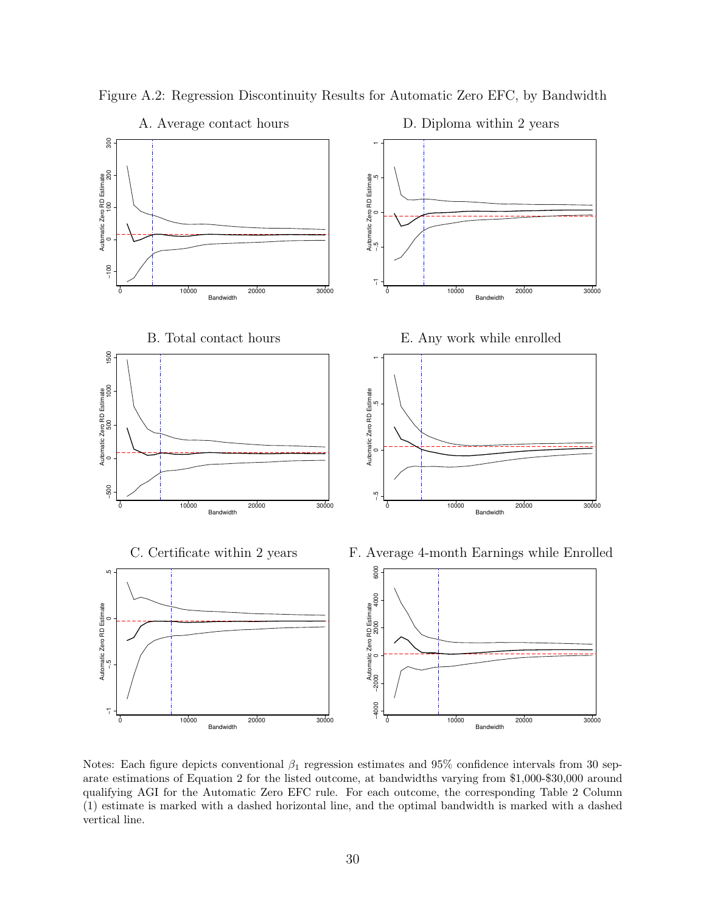Figure A.2: Regression Discontinuity Results for Automatic Zero EFC, by Bandwidth

A. Average contact hours

D. Diploma within 2 years

B. Total contact hours

E. Any work while enrolled

C. Certificate within 2 years

F. Average 4-month Earnings while Enrolled

Notes: Each figure depicts conventional $\beta_1$ regression estimates and 95% confidence intervals from 30 separate estimations of Equation 2 for the listed outcome, at bandwidths varying from \$1,000-\$30,000 around qualifying AGI for the Automatic Zero EFC rule. For each outcome, the corresponding Table 2 Column (1) estimate is marked with a dashed horizontal line, and the optimal bandwidth is marked with a dashed vertical line.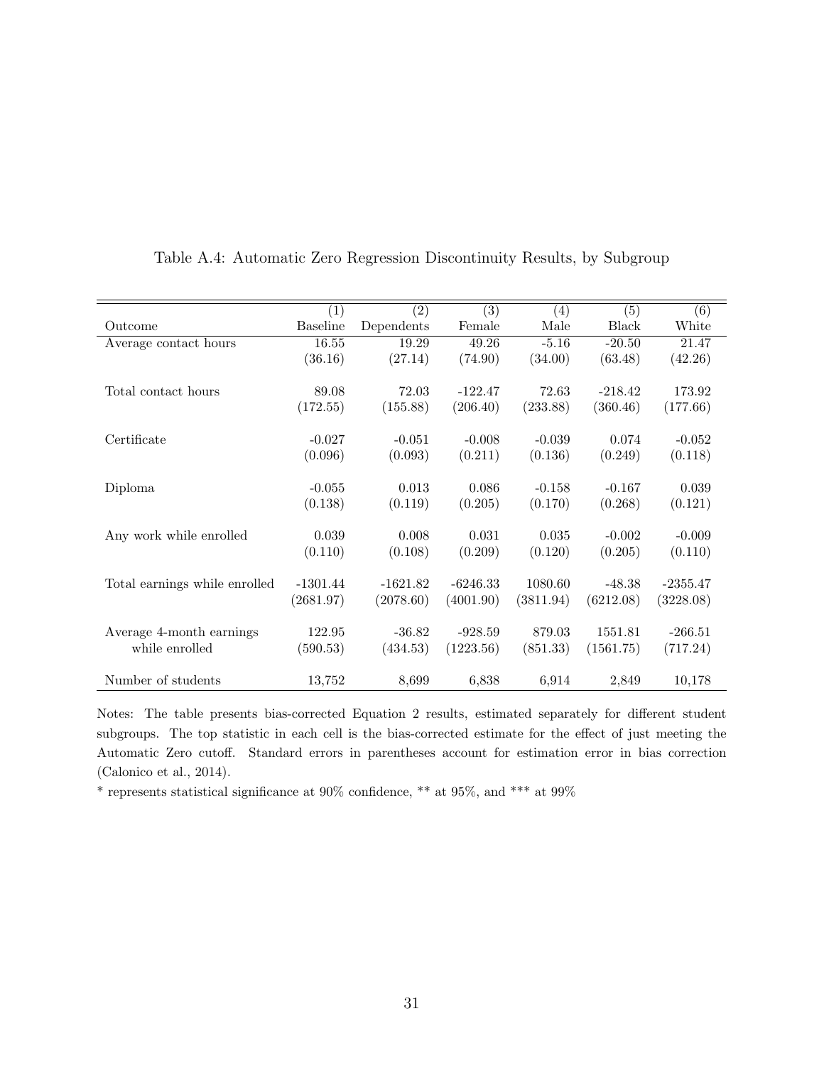Table A.4: Automatic Zero Regression Discontinuity Results, by Subgroup

| Outcome | (1) Baseline | (2) Dependents | (3) Female | (4) Male | (5) Black | (6) White |
|---|---|---|---|---|---|---|
| Average contact hours | 16.55 | 19.29 | 49.26 | -5.16 | -20.50 | 21.47 |
| | (36.16) | (27.14) | (74.90) | (34.00) | (63.48) | (42.26) |
| Total contact hours | 89.08 | 72.03 | -122.47 | 72.63 | -218.42 | 173.92 |
| | (172.55) | (155.88) | (206.40) | (233.88) | (360.46) | (177.66) |
| Certificate | -0.027 | -0.051 | -0.008 | -0.039 | 0.074 | -0.052 |
| | (0.096) | (0.093) | (0.211) | (0.136) | (0.249) | (0.118) |
| Diploma | -0.055 | 0.013 | 0.086 | -0.158 | -0.167 | 0.039 |
| | (0.138) | (0.119) | (0.205) | (0.170) | (0.268) | (0.121) |
| Any work while enrolled | 0.039 | 0.008 | 0.031 | 0.035 | -0.002 | -0.009 |
| | (0.110) | (0.108) | (0.209) | (0.120) | (0.205) | (0.110) |
| Total earnings while enrolled | -1301.44 | -1621.82 | -6246.33 | 1080.60 | -48.38 | -2355.47 |
| | (2681.97) | (2078.60) | (4001.90) | (3811.94) | (6212.08) | (3228.08) |
| Average 4-month earnings while enrolled | 122.95 | -36.82 | -928.59 | 879.03 | 1551.81 | -266.51 |
| | (590.53) | (434.53) | (1223.56) | (851.33) | (1561.75) | (717.24) |
| Number of students | 13,752 | 8,699 | 6,838 | 6,914 | 2,849 | 10,178 |

Notes: The table presents bias-corrected Equation 2 results, estimated separately for different student subgroups. The top statistic in each cell is the bias-corrected estimate for the effect of just meeting the Automatic Zero cutoff. Standard errors in parentheses account for estimation error in bias correction (Calonico et al., 2014).

* represents statistical significance at 90% confidence, ** at 95%, and *** at 99%